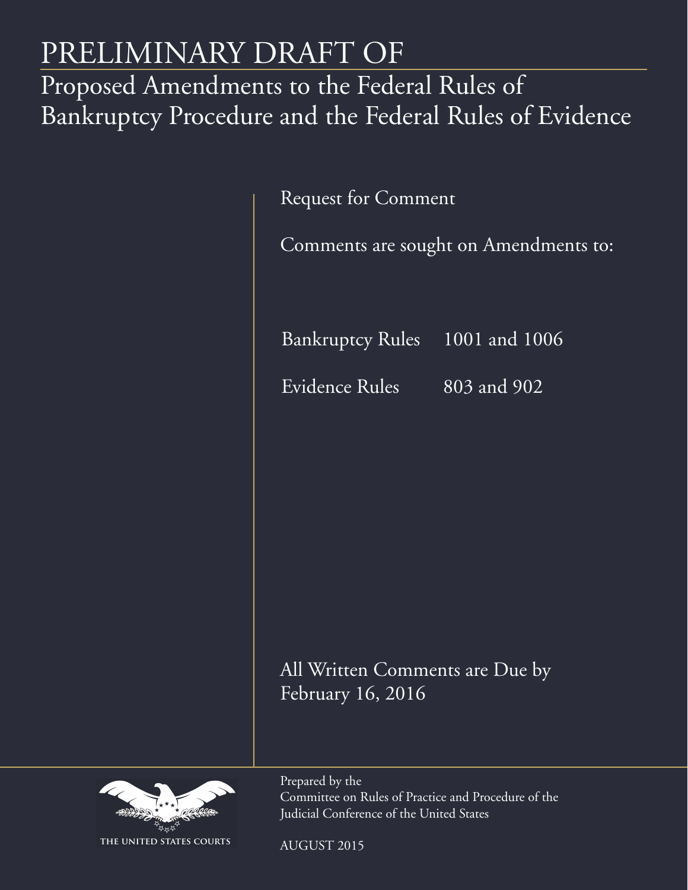# PRELIMINARY DRAFT OF

## Proposed Amendments to the Federal Rules of Bankruptcy Procedure and the Federal Rules of Evidence

Request for Comment

Comments are sought on Amendments to:

| | |
|---|---|
| Bankruptcy Rules | 1001 and 1006 |
| Evidence Rules | 803 and 902 |

All Written Comments are Due by February 16, 2016

THE UNITED STATES COURTS

Prepared by the
Committee on Rules of Practice and Procedure of the
Judicial Conference of the United States

AUGUST 2015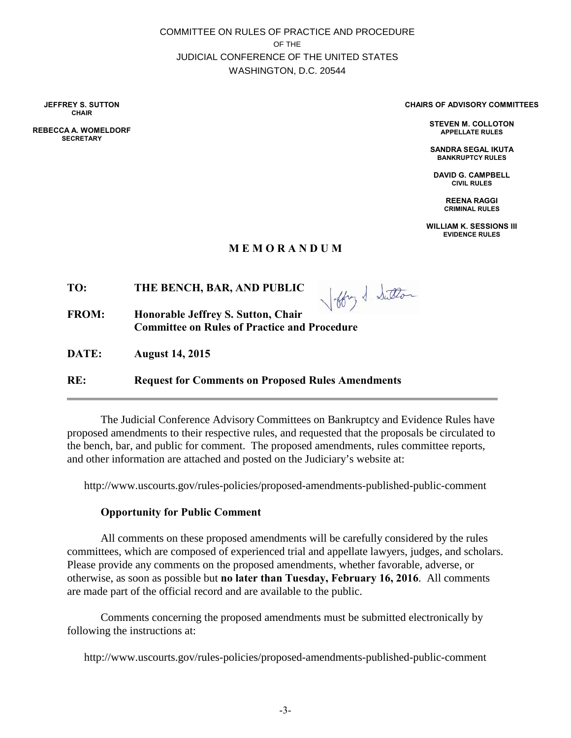COMMITTEE ON RULES OF PRACTICE AND PROCEDURE
OF THE
JUDICIAL CONFERENCE OF THE UNITED STATES
WASHINGTON, D.C. 20544

**JEFFREY S. SUTTON**
**CHAIR**

**REBECCA A. WOMELDORF**
**SECRETARY**

**CHAIRS OF ADVISORY COMMITTEES**

**STEVEN M. COLLOTON**
**APPELLATE RULES**

**SANDRA SEGAL IKUTA**
**BANKRUPTCY RULES**

**DAVID G. CAMPBELL**
**CIVIL RULES**

**REENA RAGGI**
**CRIMINAL RULES**

**WILLIAM K. SESSIONS III**
**EVIDENCE RULES**

## M E M O R A N D U M

**TO:** **THE BENCH, BAR, AND PUBLIC**

**FROM:** **Honorable Jeffrey S. Sutton, Chair**
**Committee on Rules of Practice and Procedure**

**DATE:** **August 14, 2015**

**RE:** **Request for Comments on Proposed Rules Amendments**

---

The Judicial Conference Advisory Committees on Bankruptcy and Evidence Rules have proposed amendments to their respective rules, and requested that the proposals be circulated to the bench, bar, and public for comment. The proposed amendments, rules committee reports, and other information are attached and posted on the Judiciary's website at:

http://www.uscourts.gov/rules-policies/proposed-amendments-published-public-comment

### Opportunity for Public Comment

All comments on these proposed amendments will be carefully considered by the rules committees, which are composed of experienced trial and appellate lawyers, judges, and scholars. Please provide any comments on the proposed amendments, whether favorable, adverse, or otherwise, as soon as possible but **no later than Tuesday, February 16, 2016**. All comments are made part of the official record and are available to the public.

Comments concerning the proposed amendments must be submitted electronically by following the instructions at:

http://www.uscourts.gov/rules-policies/proposed-amendments-published-public-comment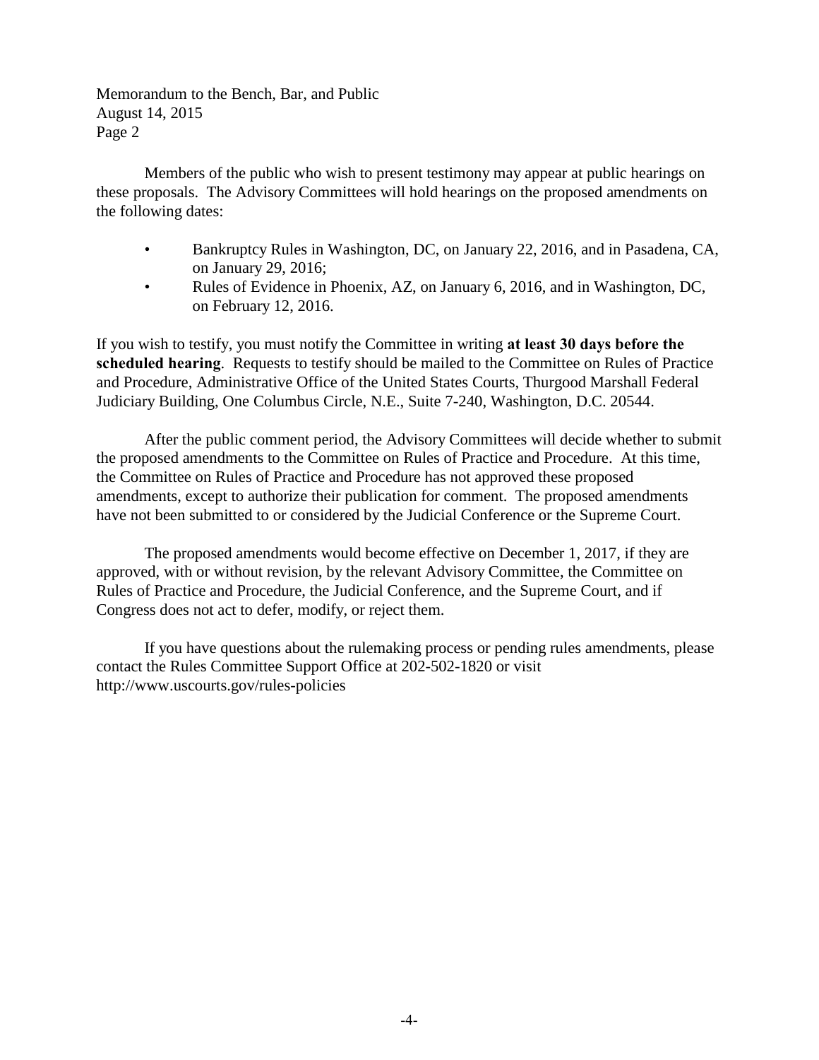Members of the public who wish to present testimony may appear at public hearings on these proposals. The Advisory Committees will hold hearings on the proposed amendments on the following dates:

- Bankruptcy Rules in Washington, DC, on January 22, 2016, and in Pasadena, CA, on January 29, 2016;
- Rules of Evidence in Phoenix, AZ, on January 6, 2016, and in Washington, DC, on February 12, 2016.

If you wish to testify, you must notify the Committee in writing **at least 30 days before the scheduled hearing**. Requests to testify should be mailed to the Committee on Rules of Practice and Procedure, Administrative Office of the United States Courts, Thurgood Marshall Federal Judiciary Building, One Columbus Circle, N.E., Suite 7-240, Washington, D.C. 20544.

After the public comment period, the Advisory Committees will decide whether to submit the proposed amendments to the Committee on Rules of Practice and Procedure. At this time, the Committee on Rules of Practice and Procedure has not approved these proposed amendments, except to authorize their publication for comment. The proposed amendments have not been submitted to or considered by the Judicial Conference or the Supreme Court.

The proposed amendments would become effective on December 1, 2017, if they are approved, with or without revision, by the relevant Advisory Committee, the Committee on Rules of Practice and Procedure, the Judicial Conference, and the Supreme Court, and if Congress does not act to defer, modify, or reject them.

If you have questions about the rulemaking process or pending rules amendments, please contact the Rules Committee Support Office at 202-502-1820 or visit http://www.uscourts.gov/rules-policies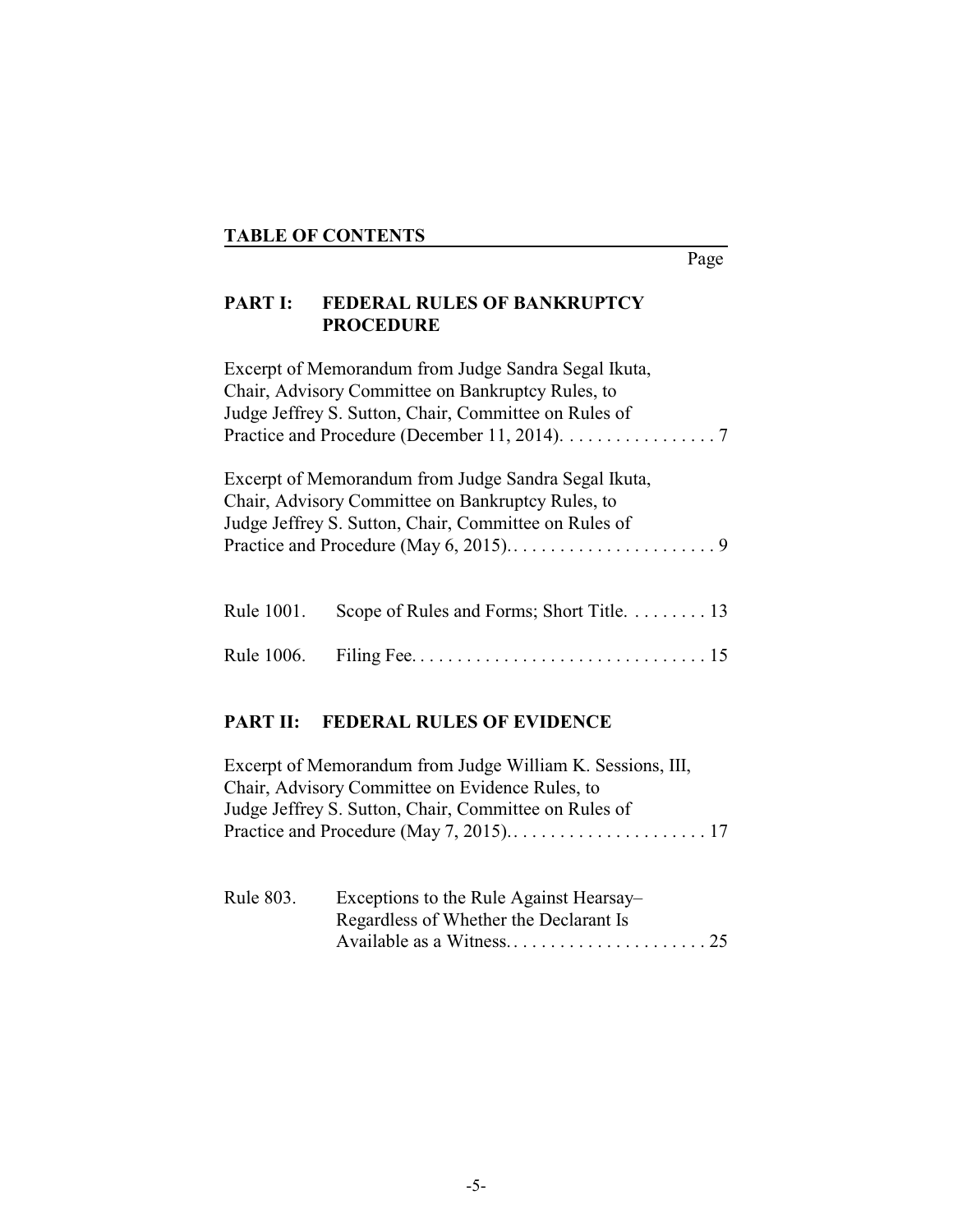## TABLE OF CONTENTS

Page

### PART I: FEDERAL RULES OF BANKRUPTCY PROCEDURE

Excerpt of Memorandum from Judge Sandra Segal Ikuta, Chair, Advisory Committee on Bankruptcy Rules, to Judge Jeffrey S. Sutton, Chair, Committee on Rules of Practice and Procedure (December 11, 2014). . . . . . . . . . . . . . . . . 7

Excerpt of Memorandum from Judge Sandra Segal Ikuta, Chair, Advisory Committee on Bankruptcy Rules, to Judge Jeffrey S. Sutton, Chair, Committee on Rules of Practice and Procedure (May 6, 2015). . . . . . . . . . . . . . . . . . . . . . . 9

Rule 1001. Scope of Rules and Forms; Short Title. . . . . . . . . 13

Rule 1006. Filing Fee. . . . . . . . . . . . . . . . . . . . . . . . . . . . . . . . 15

### PART II: FEDERAL RULES OF EVIDENCE

Excerpt of Memorandum from Judge William K. Sessions, III, Chair, Advisory Committee on Evidence Rules, to Judge Jeffrey S. Sutton, Chair, Committee on Rules of Practice and Procedure (May 7, 2015). . . . . . . . . . . . . . . . . . . . . . 17

Rule 803. Exceptions to the Rule Against Hearsay– Regardless of Whether the Declarant Is Available as a Witness. . . . . . . . . . . . . . . . . . . . . . 25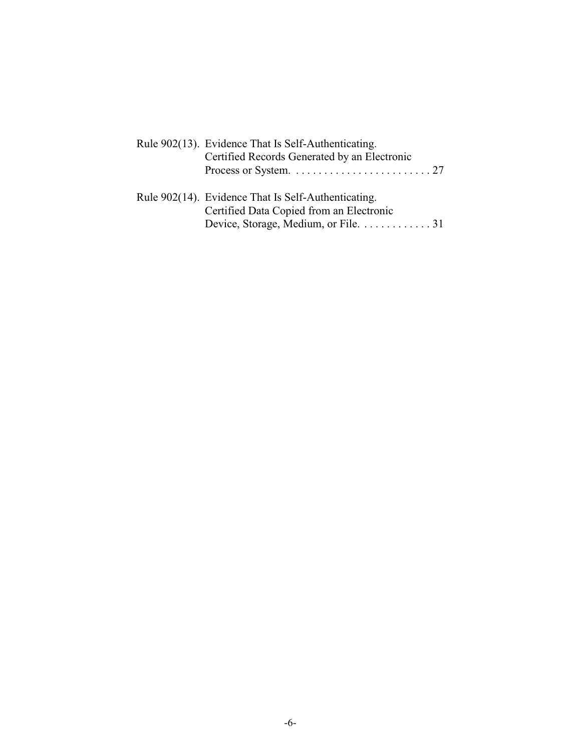Rule 902(13). Evidence That Is Self-Authenticating. Certified Records Generated by an Electronic Process or System. . . . . . . . . . . . . . . . . . . . . . . . . 27

Rule 902(14). Evidence That Is Self-Authenticating. Certified Data Copied from an Electronic Device, Storage, Medium, or File. . . . . . . . . . . . . 31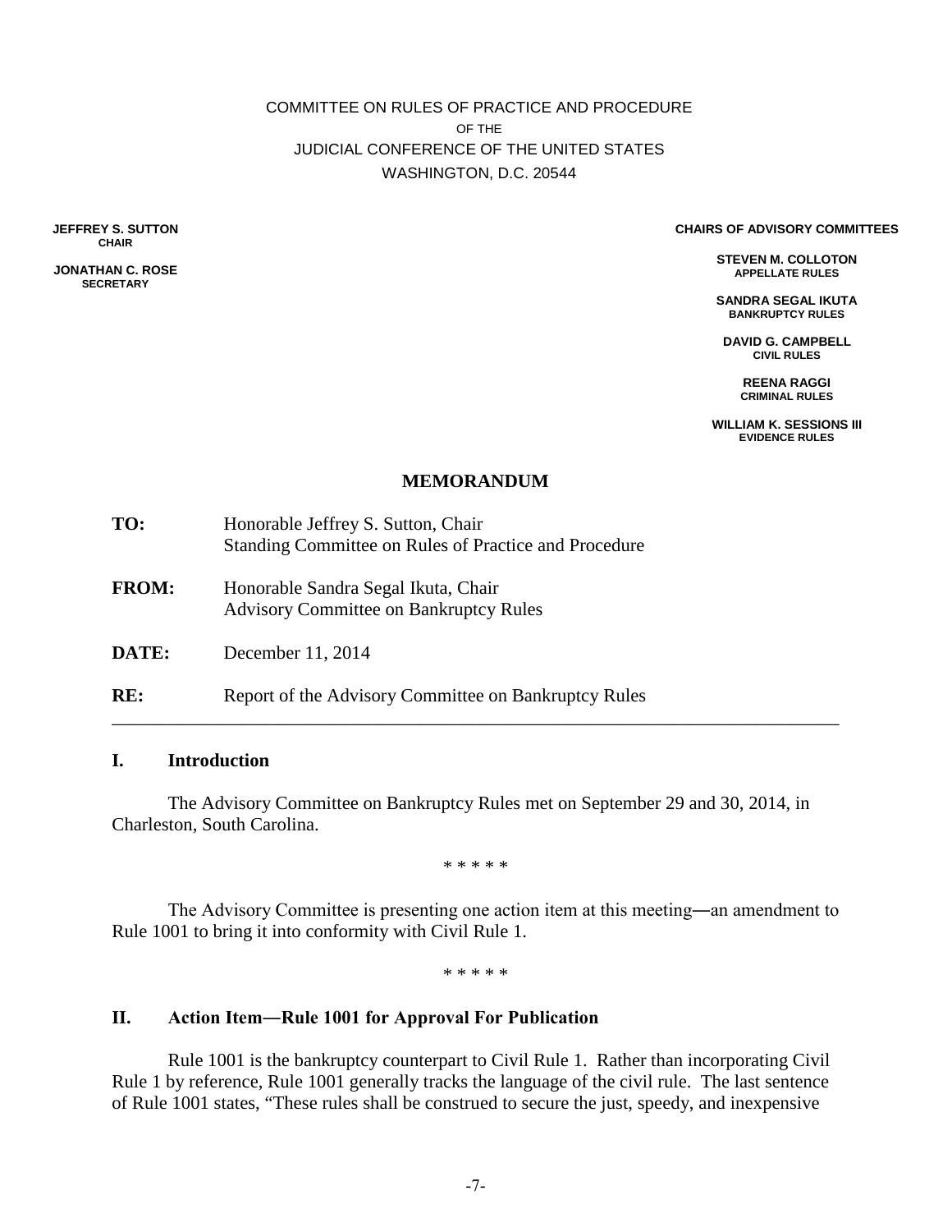COMMITTEE ON RULES OF PRACTICE AND PROCEDURE
OF THE
JUDICIAL CONFERENCE OF THE UNITED STATES
WASHINGTON, D.C. 20544

**JEFFREY S. SUTTON**
CHAIR

**JONATHAN C. ROSE**
SECRETARY

**CHAIRS OF ADVISORY COMMITTEES**

**STEVEN M. COLLOTON**
APPELLATE RULES

**SANDRA SEGAL IKUTA**
BANKRUPTCY RULES

**DAVID G. CAMPBELL**
CIVIL RULES

**REENA RAGGI**
CRIMINAL RULES

**WILLIAM K. SESSIONS III**
EVIDENCE RULES

## MEMORANDUM

**TO:** Honorable Jeffrey S. Sutton, Chair
Standing Committee on Rules of Practice and Procedure

**FROM:** Honorable Sandra Segal Ikuta, Chair
Advisory Committee on Bankruptcy Rules

**DATE:** December 11, 2014

**RE:** Report of the Advisory Committee on Bankruptcy Rules

---

## I. Introduction

The Advisory Committee on Bankruptcy Rules met on September 29 and 30, 2014, in Charleston, South Carolina.

\* \* \* \* \*

The Advisory Committee is presenting one action item at this meeting―an amendment to Rule 1001 to bring it into conformity with Civil Rule 1.

\* \* \* \* \*

## II. Action Item―Rule 1001 for Approval For Publication

Rule 1001 is the bankruptcy counterpart to Civil Rule 1. Rather than incorporating Civil Rule 1 by reference, Rule 1001 generally tracks the language of the civil rule. The last sentence of Rule 1001 states, "These rules shall be construed to secure the just, speedy, and inexpensive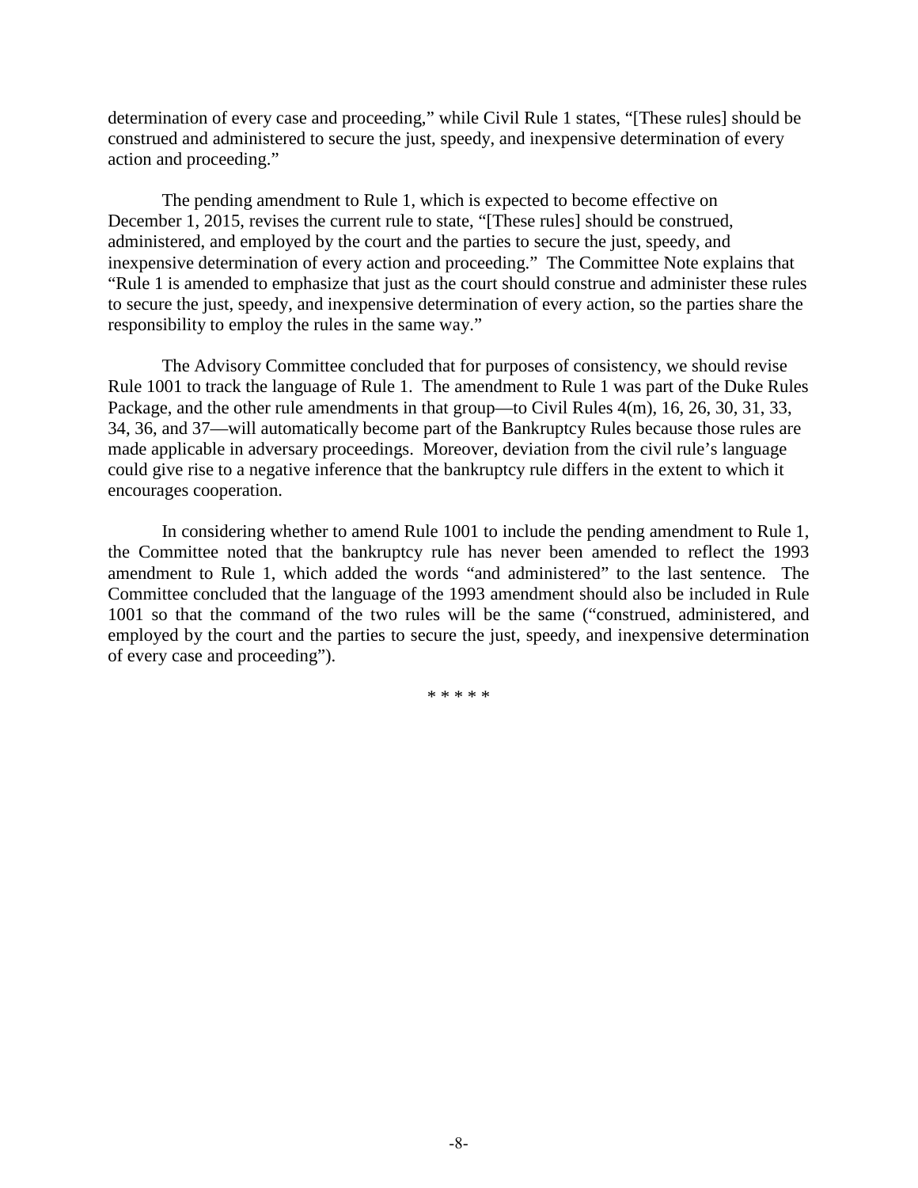determination of every case and proceeding," while Civil Rule 1 states, "[These rules] should be construed and administered to secure the just, speedy, and inexpensive determination of every action and proceeding."

The pending amendment to Rule 1, which is expected to become effective on December 1, 2015, revises the current rule to state, "[These rules] should be construed, administered, and employed by the court and the parties to secure the just, speedy, and inexpensive determination of every action and proceeding." The Committee Note explains that "Rule 1 is amended to emphasize that just as the court should construe and administer these rules to secure the just, speedy, and inexpensive determination of every action, so the parties share the responsibility to employ the rules in the same way."

The Advisory Committee concluded that for purposes of consistency, we should revise Rule 1001 to track the language of Rule 1. The amendment to Rule 1 was part of the Duke Rules Package, and the other rule amendments in that group—to Civil Rules 4(m), 16, 26, 30, 31, 33, 34, 36, and 37—will automatically become part of the Bankruptcy Rules because those rules are made applicable in adversary proceedings. Moreover, deviation from the civil rule's language could give rise to a negative inference that the bankruptcy rule differs in the extent to which it encourages cooperation.

In considering whether to amend Rule 1001 to include the pending amendment to Rule 1, the Committee noted that the bankruptcy rule has never been amended to reflect the 1993 amendment to Rule 1, which added the words "and administered" to the last sentence. The Committee concluded that the language of the 1993 amendment should also be included in Rule 1001 so that the command of the two rules will be the same ("construed, administered, and employed by the court and the parties to secure the just, speedy, and inexpensive determination of every case and proceeding").

\* \* \* \* \*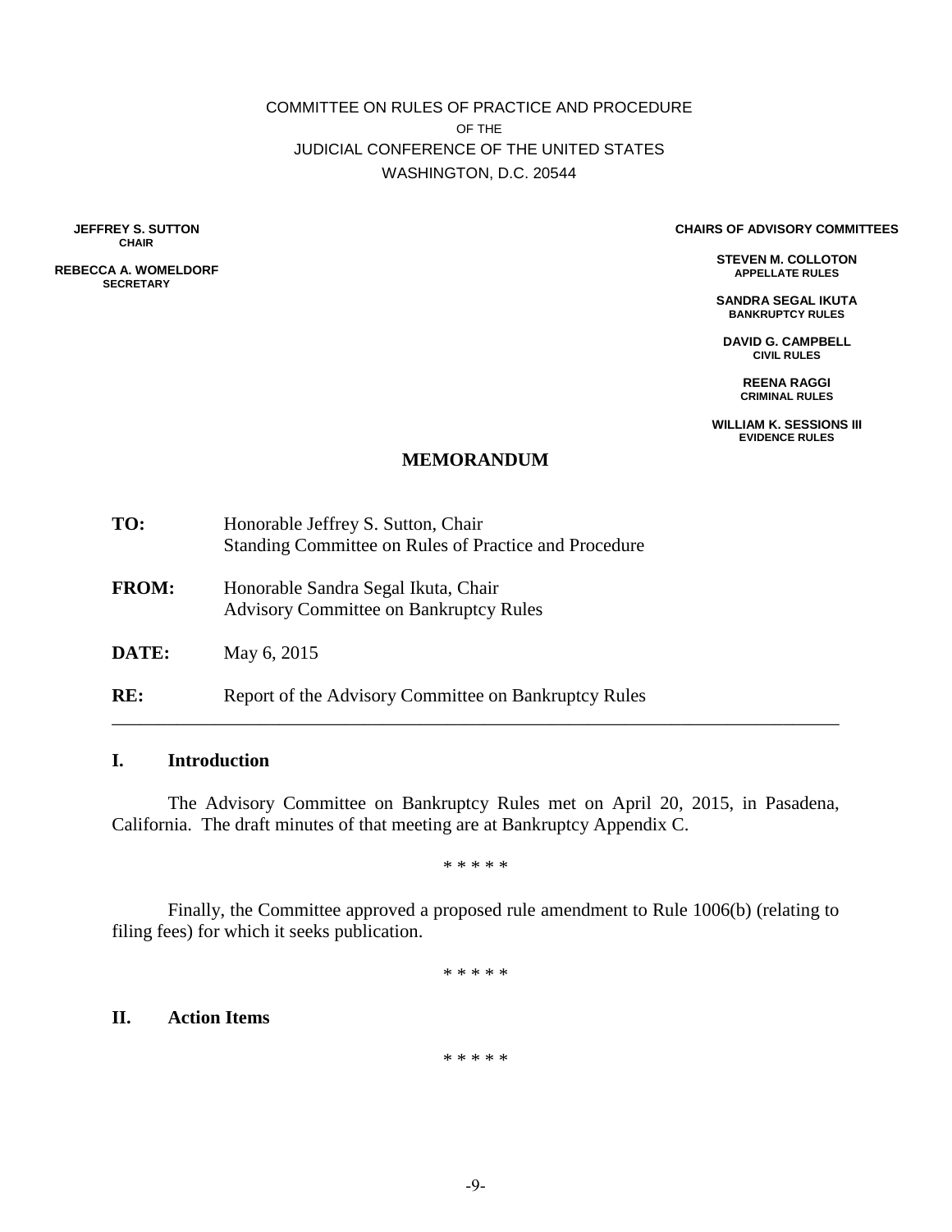COMMITTEE ON RULES OF PRACTICE AND PROCEDURE
OF THE
JUDICIAL CONFERENCE OF THE UNITED STATES
WASHINGTON, D.C. 20544

**JEFFREY S. SUTTON**
**CHAIR**

**REBECCA A. WOMELDORF**
**SECRETARY**

**CHAIRS OF ADVISORY COMMITTEES**

**STEVEN M. COLLOTON**
**APPELLATE RULES**

**SANDRA SEGAL IKUTA**
**BANKRUPTCY RULES**

**DAVID G. CAMPBELL**
**CIVIL RULES**

**REENA RAGGI**
**CRIMINAL RULES**

**WILLIAM K. SESSIONS III**
**EVIDENCE RULES**

# MEMORANDUM

**TO:** Honorable Jeffrey S. Sutton, Chair
Standing Committee on Rules of Practice and Procedure

**FROM:** Honorable Sandra Segal Ikuta, Chair
Advisory Committee on Bankruptcy Rules

**DATE:** May 6, 2015

**RE:** Report of the Advisory Committee on Bankruptcy Rules

---

## I. Introduction

The Advisory Committee on Bankruptcy Rules met on April 20, 2015, in Pasadena, California. The draft minutes of that meeting are at Bankruptcy Appendix C.

\* \* \* \* \*

Finally, the Committee approved a proposed rule amendment to Rule 1006(b) (relating to filing fees) for which it seeks publication.

\* \* \* \* \*

## II. Action Items

\* \* \* \* \*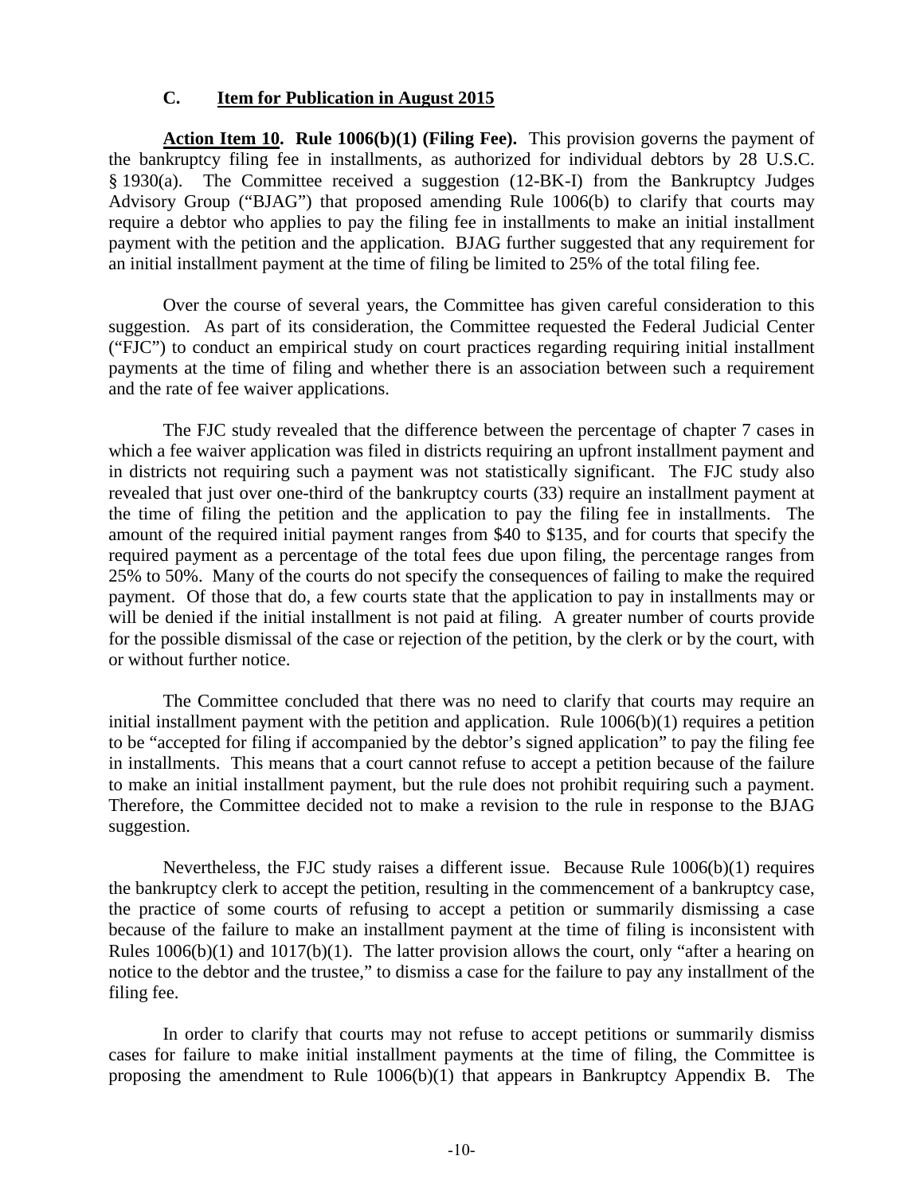### C. **Item for Publication in August 2015**

**Action Item 10. Rule 1006(b)(1) (Filing Fee).** This provision governs the payment of the bankruptcy filing fee in installments, as authorized for individual debtors by 28 U.S.C. § 1930(a). The Committee received a suggestion (12-BK-I) from the Bankruptcy Judges Advisory Group ("BJAG") that proposed amending Rule 1006(b) to clarify that courts may require a debtor who applies to pay the filing fee in installments to make an initial installment payment with the petition and the application. BJAG further suggested that any requirement for an initial installment payment at the time of filing be limited to 25% of the total filing fee.

Over the course of several years, the Committee has given careful consideration to this suggestion. As part of its consideration, the Committee requested the Federal Judicial Center ("FJC") to conduct an empirical study on court practices regarding requiring initial installment payments at the time of filing and whether there is an association between such a requirement and the rate of fee waiver applications.

The FJC study revealed that the difference between the percentage of chapter 7 cases in which a fee waiver application was filed in districts requiring an upfront installment payment and in districts not requiring such a payment was not statistically significant. The FJC study also revealed that just over one-third of the bankruptcy courts (33) require an installment payment at the time of filing the petition and the application to pay the filing fee in installments. The amount of the required initial payment ranges from $40 to $135, and for courts that specify the required payment as a percentage of the total fees due upon filing, the percentage ranges from 25% to 50%. Many of the courts do not specify the consequences of failing to make the required payment. Of those that do, a few courts state that the application to pay in installments may or will be denied if the initial installment is not paid at filing. A greater number of courts provide for the possible dismissal of the case or rejection of the petition, by the clerk or by the court, with or without further notice.

The Committee concluded that there was no need to clarify that courts may require an initial installment payment with the petition and application. Rule 1006(b)(1) requires a petition to be "accepted for filing if accompanied by the debtor's signed application" to pay the filing fee in installments. This means that a court cannot refuse to accept a petition because of the failure to make an initial installment payment, but the rule does not prohibit requiring such a payment. Therefore, the Committee decided not to make a revision to the rule in response to the BJAG suggestion.

Nevertheless, the FJC study raises a different issue. Because Rule 1006(b)(1) requires the bankruptcy clerk to accept the petition, resulting in the commencement of a bankruptcy case, the practice of some courts of refusing to accept a petition or summarily dismissing a case because of the failure to make an installment payment at the time of filing is inconsistent with Rules 1006(b)(1) and 1017(b)(1). The latter provision allows the court, only "after a hearing on notice to the debtor and the trustee," to dismiss a case for the failure to pay any installment of the filing fee.

In order to clarify that courts may not refuse to accept petitions or summarily dismiss cases for failure to make initial installment payments at the time of filing, the Committee is proposing the amendment to Rule 1006(b)(1) that appears in Bankruptcy Appendix B. The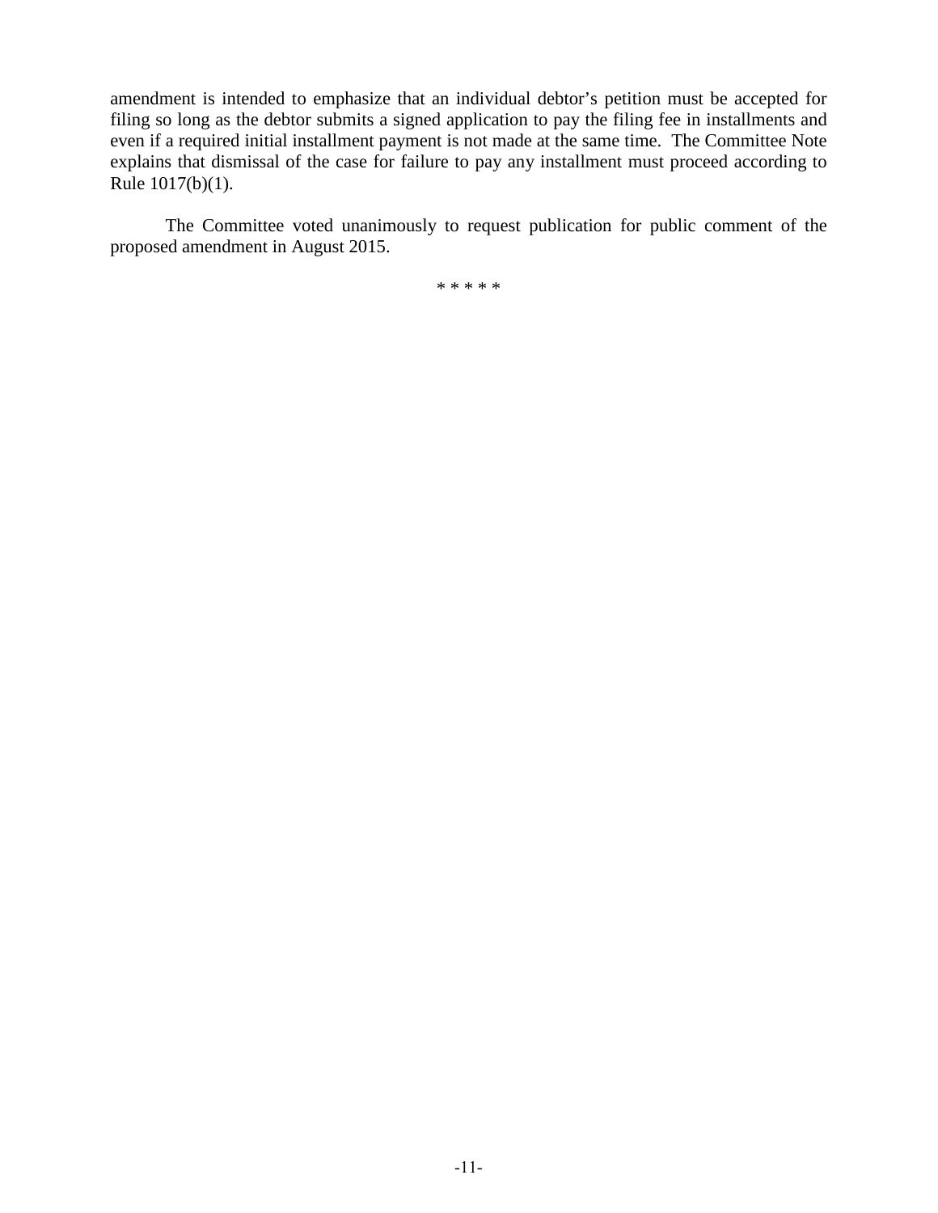amendment is intended to emphasize that an individual debtor's petition must be accepted for filing so long as the debtor submits a signed application to pay the filing fee in installments and even if a required initial installment payment is not made at the same time. The Committee Note explains that dismissal of the case for failure to pay any installment must proceed according to Rule 1017(b)(1).

The Committee voted unanimously to request publication for public comment of the proposed amendment in August 2015.

* * * * *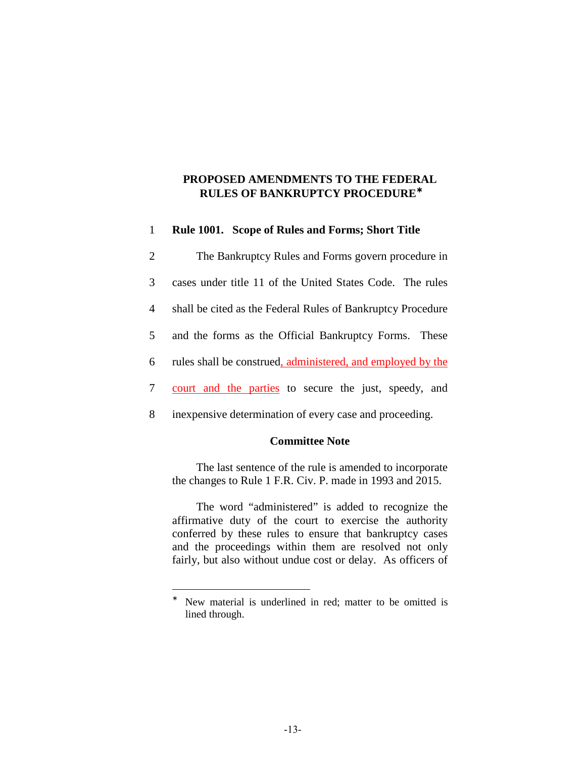## PROPOSED AMENDMENTS TO THE FEDERAL RULES OF BANKRUPTCY PROCEDURE*

1 **Rule 1001. Scope of Rules and Forms; Short Title**

2 The Bankruptcy Rules and Forms govern procedure in
3 cases under title 11 of the United States Code. The rules
4 shall be cited as the Federal Rules of Bankruptcy Procedure
5 and the forms as the Official Bankruptcy Forms. These
6 rules shall be construed<u>, administered, and employed by the</u>
7 <u>court and the parties</u> to secure the just, speedy, and
8 inexpensive determination of every case and proceeding.

**Committee Note**

The last sentence of the rule is amended to incorporate the changes to Rule 1 F.R. Civ. P. made in 1993 and 2015.

The word "administered" is added to recognize the affirmative duty of the court to exercise the authority conferred by these rules to ensure that bankruptcy cases and the proceedings within them are resolved not only fairly, but also without undue cost or delay. As officers of

---

* New material is underlined in red; matter to be omitted is lined through.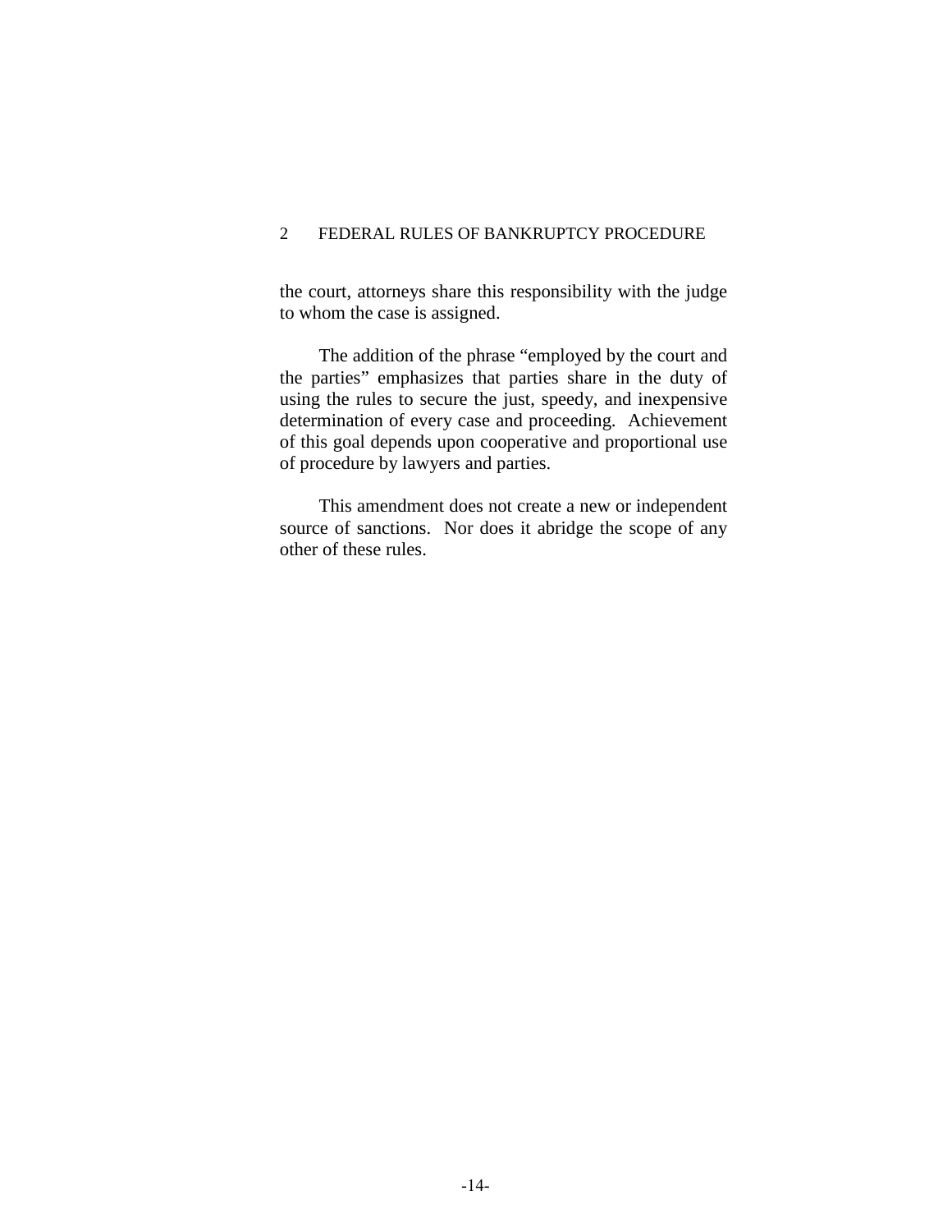the court, attorneys share this responsibility with the judge to whom the case is assigned.

The addition of the phrase "employed by the court and the parties" emphasizes that parties share in the duty of using the rules to secure the just, speedy, and inexpensive determination of every case and proceeding. Achievement of this goal depends upon cooperative and proportional use of procedure by lawyers and parties.

This amendment does not create a new or independent source of sanctions. Nor does it abridge the scope of any other of these rules.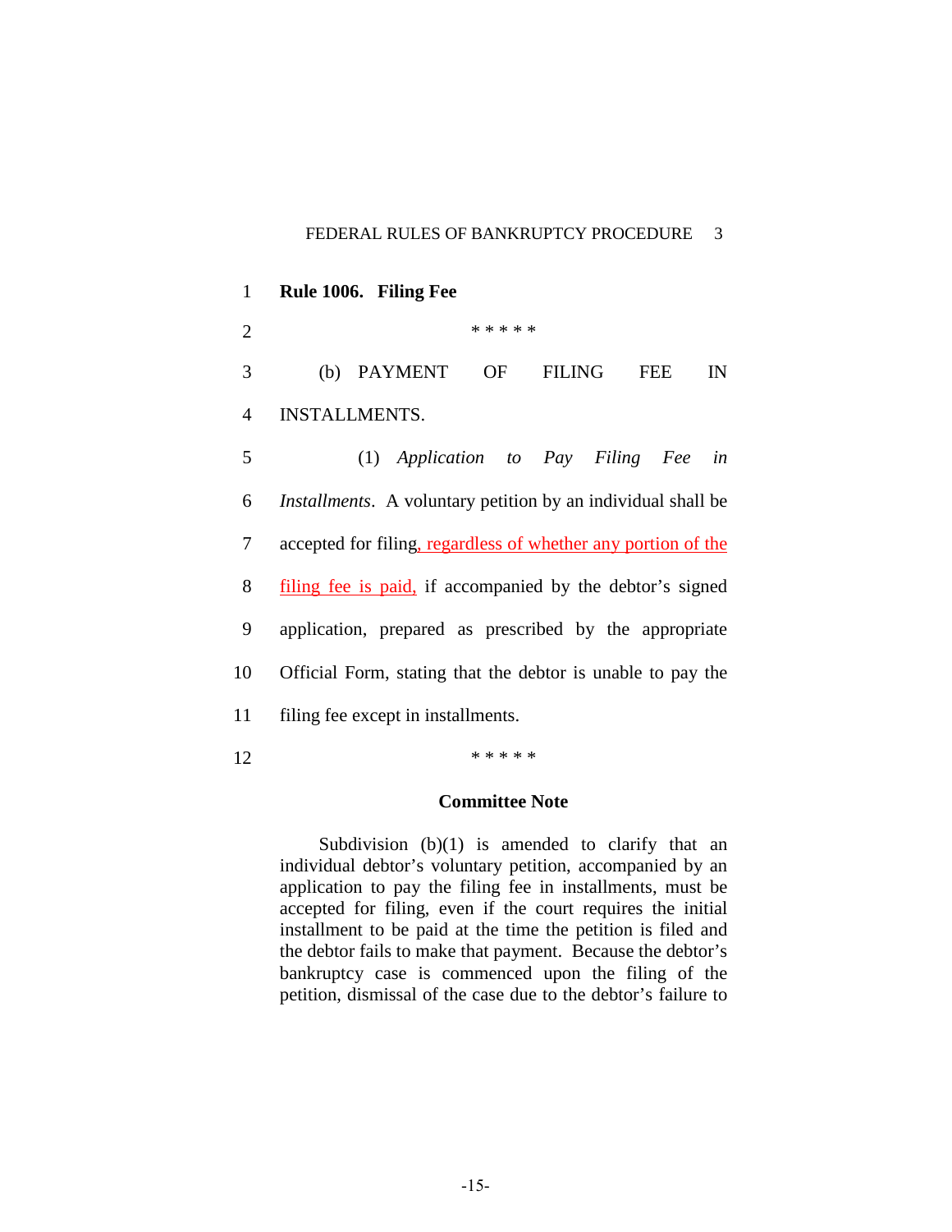**Rule 1006. Filing Fee**

\* \* \* \* \*

(b) PAYMENT OF FILING FEE IN INSTALLMENTS.

(1) *Application to Pay Filing Fee in Installments*. A voluntary petition by an individual shall be accepted for filing<u>, regardless of whether any portion of the filing fee is paid,</u> if accompanied by the debtor's signed application, prepared as prescribed by the appropriate Official Form, stating that the debtor is unable to pay the filing fee except in installments.

\* \* \* \* \*

**Committee Note**

Subdivision (b)(1) is amended to clarify that an individual debtor's voluntary petition, accompanied by an application to pay the filing fee in installments, must be accepted for filing, even if the court requires the initial installment to be paid at the time the petition is filed and the debtor fails to make that payment. Because the debtor's bankruptcy case is commenced upon the filing of the petition, dismissal of the case due to the debtor's failure to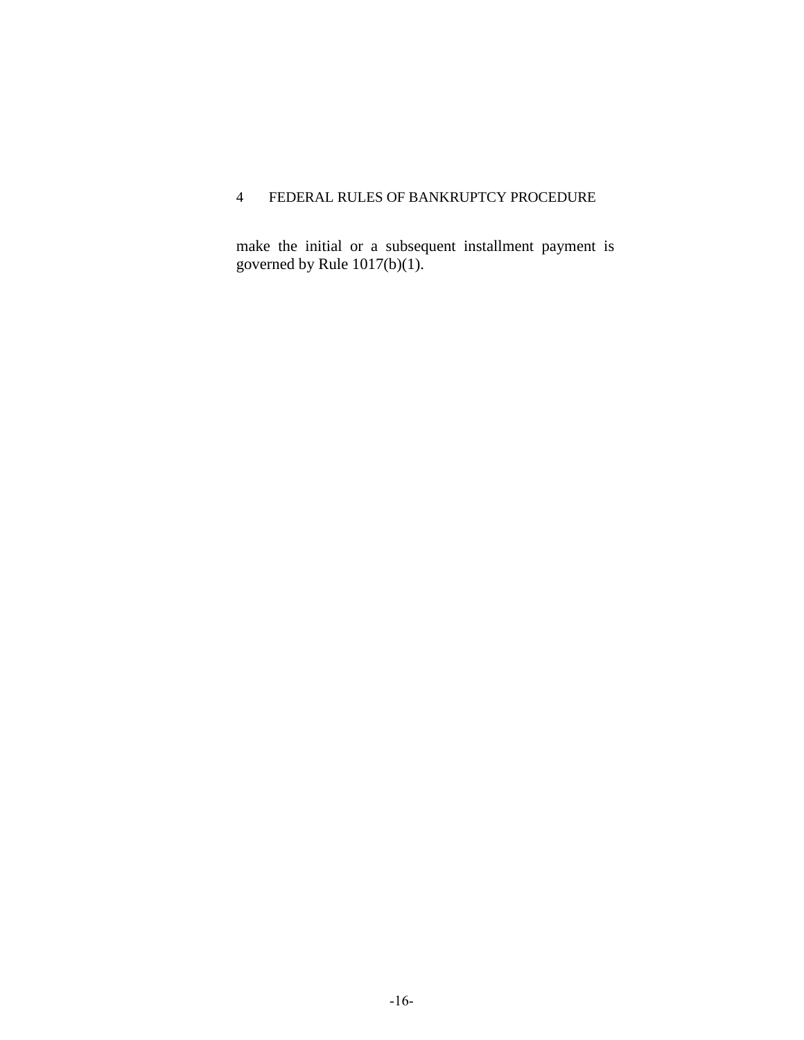make the initial or a subsequent installment payment is governed by Rule 1017(b)(1).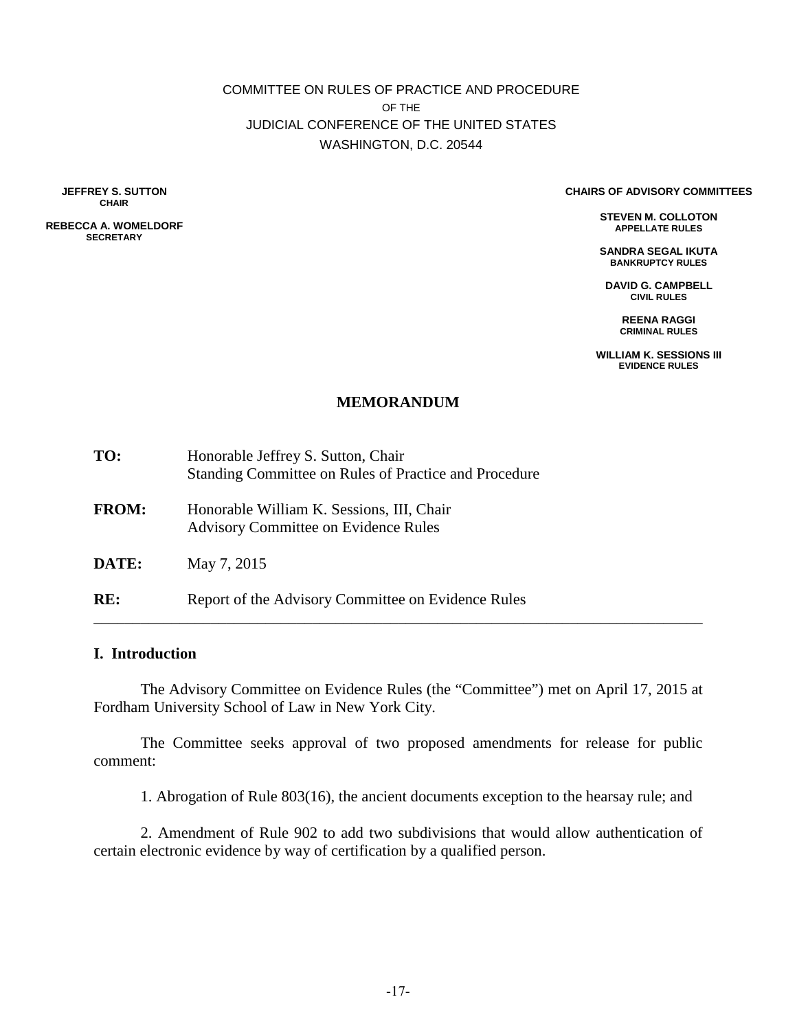COMMITTEE ON RULES OF PRACTICE AND PROCEDURE
OF THE
JUDICIAL CONFERENCE OF THE UNITED STATES
WASHINGTON, D.C. 20544

**JEFFREY S. SUTTON**
**CHAIR**

**REBECCA A. WOMELDORF**
**SECRETARY**

**CHAIRS OF ADVISORY COMMITTEES**

**STEVEN M. COLLOTON**
**APPELLATE RULES**

**SANDRA SEGAL IKUTA**
**BANKRUPTCY RULES**

**DAVID G. CAMPBELL**
**CIVIL RULES**

**REENA RAGGI**
**CRIMINAL RULES**

**WILLIAM K. SESSIONS III**
**EVIDENCE RULES**

## MEMORANDUM

**TO:** Honorable Jeffrey S. Sutton, Chair
Standing Committee on Rules of Practice and Procedure

**FROM:** Honorable William K. Sessions, III, Chair
Advisory Committee on Evidence Rules

**DATE:** May 7, 2015

**RE:** Report of the Advisory Committee on Evidence Rules

---

### I. Introduction

The Advisory Committee on Evidence Rules (the "Committee") met on April 17, 2015 at Fordham University School of Law in New York City.

The Committee seeks approval of two proposed amendments for release for public comment:

1. Abrogation of Rule 803(16), the ancient documents exception to the hearsay rule; and

2. Amendment of Rule 902 to add two subdivisions that would allow authentication of certain electronic evidence by way of certification by a qualified person.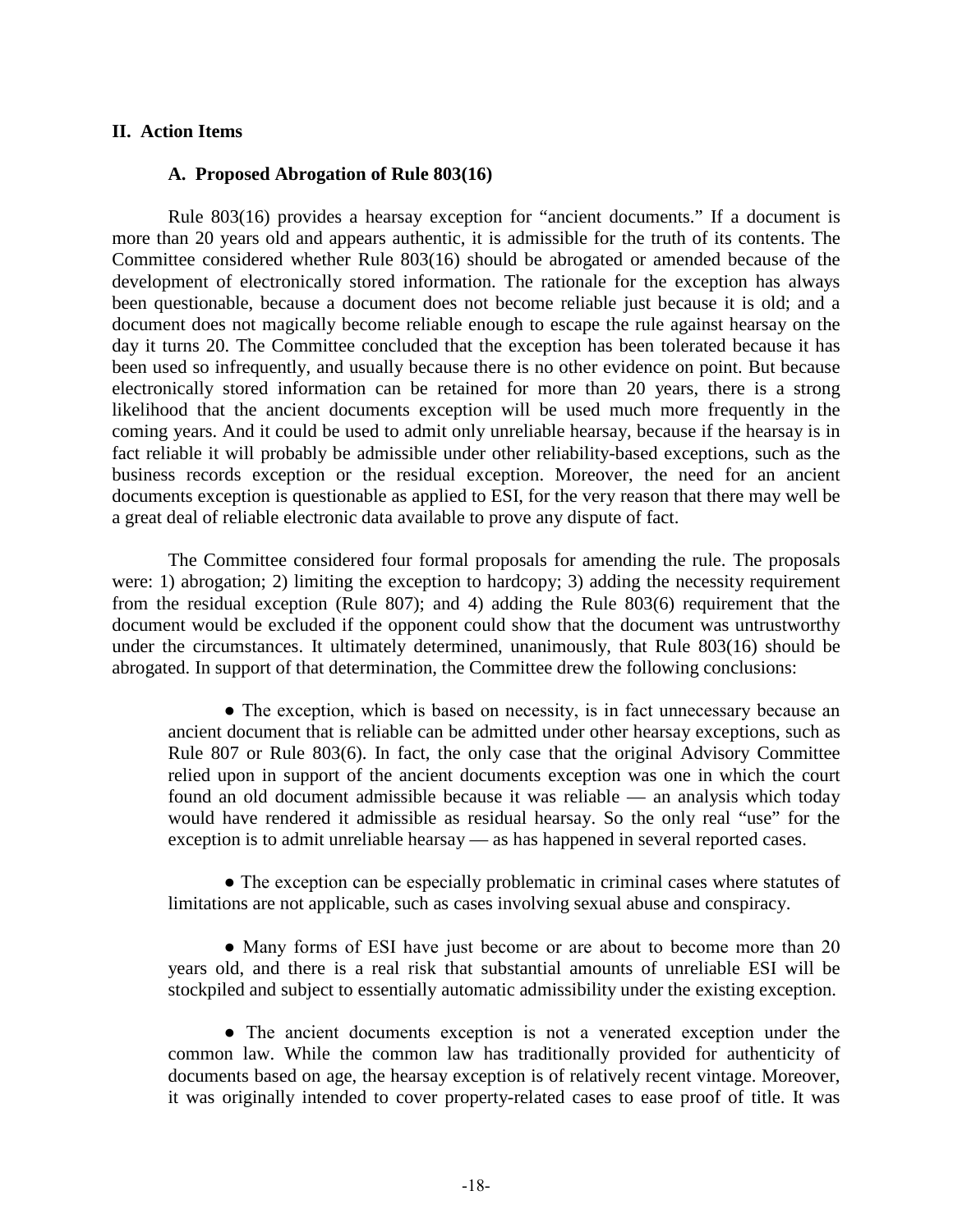## II. Action Items

### A. Proposed Abrogation of Rule 803(16)

Rule 803(16) provides a hearsay exception for "ancient documents." If a document is more than 20 years old and appears authentic, it is admissible for the truth of its contents. The Committee considered whether Rule 803(16) should be abrogated or amended because of the development of electronically stored information. The rationale for the exception has always been questionable, because a document does not become reliable just because it is old; and a document does not magically become reliable enough to escape the rule against hearsay on the day it turns 20. The Committee concluded that the exception has been tolerated because it has been used so infrequently, and usually because there is no other evidence on point. But because electronically stored information can be retained for more than 20 years, there is a strong likelihood that the ancient documents exception will be used much more frequently in the coming years. And it could be used to admit only unreliable hearsay, because if the hearsay is in fact reliable it will probably be admissible under other reliability-based exceptions, such as the business records exception or the residual exception. Moreover, the need for an ancient documents exception is questionable as applied to ESI, for the very reason that there may well be a great deal of reliable electronic data available to prove any dispute of fact.

The Committee considered four formal proposals for amending the rule. The proposals were: 1) abrogation; 2) limiting the exception to hardcopy; 3) adding the necessity requirement from the residual exception (Rule 807); and 4) adding the Rule 803(6) requirement that the document would be excluded if the opponent could show that the document was untrustworthy under the circumstances. It ultimately determined, unanimously, that Rule 803(16) should be abrogated. In support of that determination, the Committee drew the following conclusions:

- The exception, which is based on necessity, is in fact unnecessary because an ancient document that is reliable can be admitted under other hearsay exceptions, such as Rule 807 or Rule 803(6). In fact, the only case that the original Advisory Committee relied upon in support of the ancient documents exception was one in which the court found an old document admissible because it was reliable — an analysis which today would have rendered it admissible as residual hearsay. So the only real "use" for the exception is to admit unreliable hearsay — as has happened in several reported cases.

- The exception can be especially problematic in criminal cases where statutes of limitations are not applicable, such as cases involving sexual abuse and conspiracy.

- Many forms of ESI have just become or are about to become more than 20 years old, and there is a real risk that substantial amounts of unreliable ESI will be stockpiled and subject to essentially automatic admissibility under the existing exception.

- The ancient documents exception is not a venerated exception under the common law. While the common law has traditionally provided for authenticity of documents based on age, the hearsay exception is of relatively recent vintage. Moreover, it was originally intended to cover property-related cases to ease proof of title. It was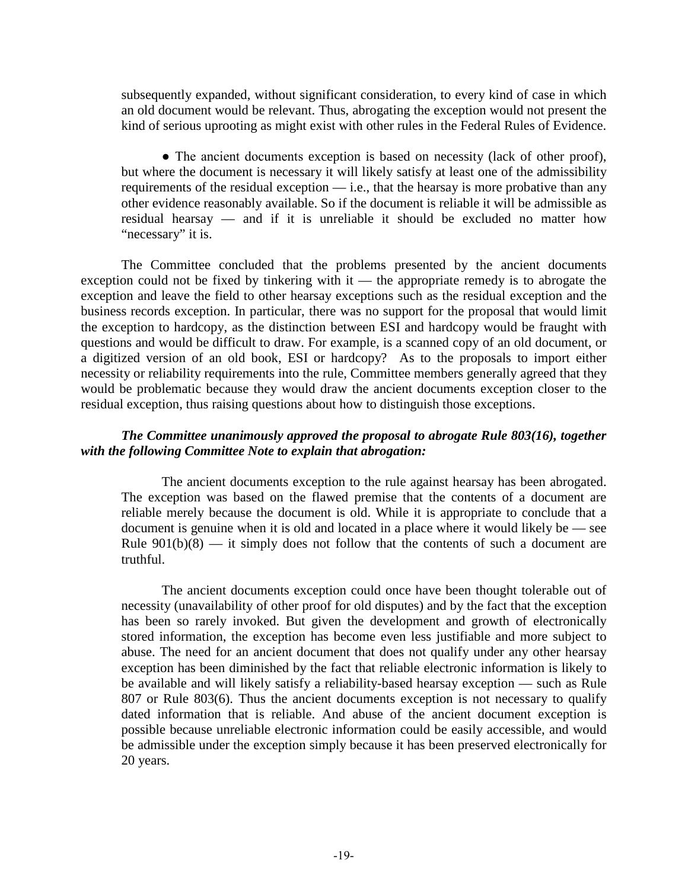subsequently expanded, without significant consideration, to every kind of case in which an old document would be relevant. Thus, abrogating the exception would not present the kind of serious uprooting as might exist with other rules in the Federal Rules of Evidence.

● The ancient documents exception is based on necessity (lack of other proof), but where the document is necessary it will likely satisfy at least one of the admissibility requirements of the residual exception — i.e., that the hearsay is more probative than any other evidence reasonably available. So if the document is reliable it will be admissible as residual hearsay — and if it is unreliable it should be excluded no matter how "necessary" it is.

The Committee concluded that the problems presented by the ancient documents exception could not be fixed by tinkering with it — the appropriate remedy is to abrogate the exception and leave the field to other hearsay exceptions such as the residual exception and the business records exception. In particular, there was no support for the proposal that would limit the exception to hardcopy, as the distinction between ESI and hardcopy would be fraught with questions and would be difficult to draw. For example, is a scanned copy of an old document, or a digitized version of an old book, ESI or hardcopy? As to the proposals to import either necessity or reliability requirements into the rule, Committee members generally agreed that they would be problematic because they would draw the ancient documents exception closer to the residual exception, thus raising questions about how to distinguish those exceptions.

***The Committee unanimously approved the proposal to abrogate Rule 803(16), together with the following Committee Note to explain that abrogation:***

> The ancient documents exception to the rule against hearsay has been abrogated. The exception was based on the flawed premise that the contents of a document are reliable merely because the document is old. While it is appropriate to conclude that a document is genuine when it is old and located in a place where it would likely be — see Rule 901(b)(8) — it simply does not follow that the contents of such a document are truthful.
>
> The ancient documents exception could once have been thought tolerable out of necessity (unavailability of other proof for old disputes) and by the fact that the exception has been so rarely invoked. But given the development and growth of electronically stored information, the exception has become even less justifiable and more subject to abuse. The need for an ancient document that does not qualify under any other hearsay exception has been diminished by the fact that reliable electronic information is likely to be available and will likely satisfy a reliability-based hearsay exception — such as Rule 807 or Rule 803(6). Thus the ancient documents exception is not necessary to qualify dated information that is reliable. And abuse of the ancient document exception is possible because unreliable electronic information could be easily accessible, and would be admissible under the exception simply because it has been preserved electronically for 20 years.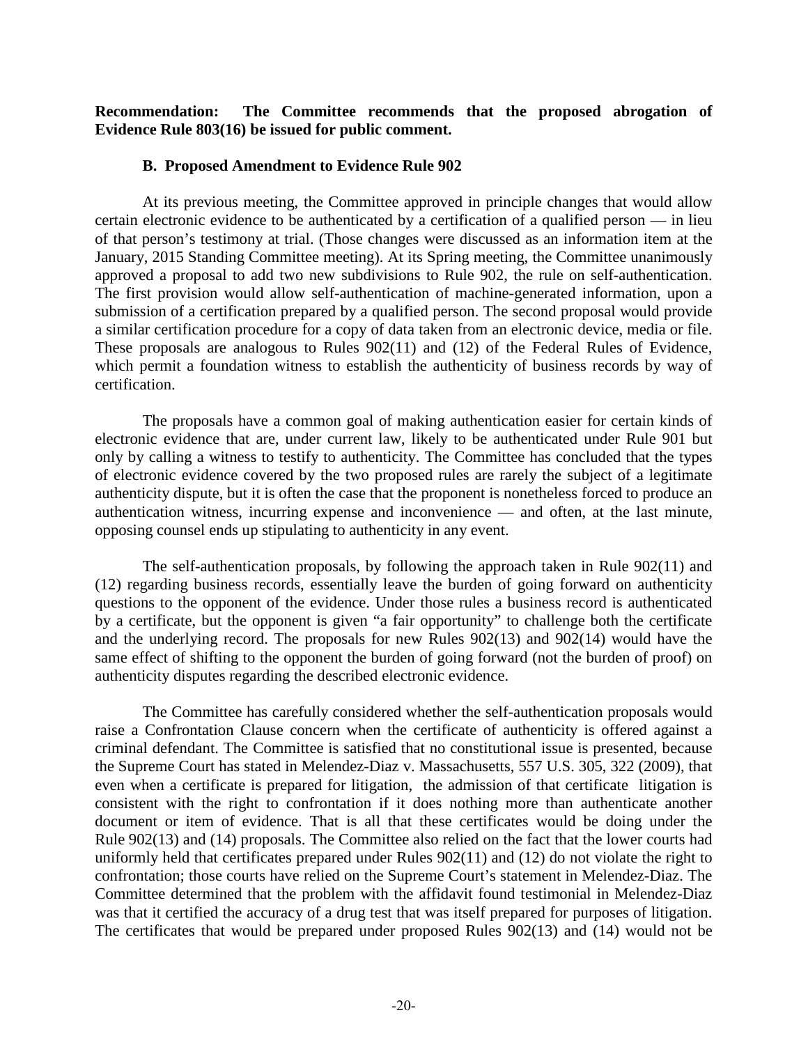**Recommendation: The Committee recommends that the proposed abrogation of Evidence Rule 803(16) be issued for public comment.**

### B. Proposed Amendment to Evidence Rule 902

At its previous meeting, the Committee approved in principle changes that would allow certain electronic evidence to be authenticated by a certification of a qualified person — in lieu of that person's testimony at trial. (Those changes were discussed as an information item at the January, 2015 Standing Committee meeting). At its Spring meeting, the Committee unanimously approved a proposal to add two new subdivisions to Rule 902, the rule on self-authentication. The first provision would allow self-authentication of machine-generated information, upon a submission of a certification prepared by a qualified person. The second proposal would provide a similar certification procedure for a copy of data taken from an electronic device, media or file. These proposals are analogous to Rules 902(11) and (12) of the Federal Rules of Evidence, which permit a foundation witness to establish the authenticity of business records by way of certification.

The proposals have a common goal of making authentication easier for certain kinds of electronic evidence that are, under current law, likely to be authenticated under Rule 901 but only by calling a witness to testify to authenticity. The Committee has concluded that the types of electronic evidence covered by the two proposed rules are rarely the subject of a legitimate authenticity dispute, but it is often the case that the proponent is nonetheless forced to produce an authentication witness, incurring expense and inconvenience — and often, at the last minute, opposing counsel ends up stipulating to authenticity in any event.

The self-authentication proposals, by following the approach taken in Rule 902(11) and (12) regarding business records, essentially leave the burden of going forward on authenticity questions to the opponent of the evidence. Under those rules a business record is authenticated by a certificate, but the opponent is given "a fair opportunity" to challenge both the certificate and the underlying record. The proposals for new Rules 902(13) and 902(14) would have the same effect of shifting to the opponent the burden of going forward (not the burden of proof) on authenticity disputes regarding the described electronic evidence.

The Committee has carefully considered whether the self-authentication proposals would raise a Confrontation Clause concern when the certificate of authenticity is offered against a criminal defendant. The Committee is satisfied that no constitutional issue is presented, because the Supreme Court has stated in Melendez-Diaz v. Massachusetts, 557 U.S. 305, 322 (2009), that even when a certificate is prepared for litigation, the admission of that certificate litigation is consistent with the right to confrontation if it does nothing more than authenticate another document or item of evidence. That is all that these certificates would be doing under the Rule 902(13) and (14) proposals. The Committee also relied on the fact that the lower courts had uniformly held that certificates prepared under Rules 902(11) and (12) do not violate the right to confrontation; those courts have relied on the Supreme Court's statement in Melendez-Diaz. The Committee determined that the problem with the affidavit found testimonial in Melendez-Diaz was that it certified the accuracy of a drug test that was itself prepared for purposes of litigation. The certificates that would be prepared under proposed Rules 902(13) and (14) would not be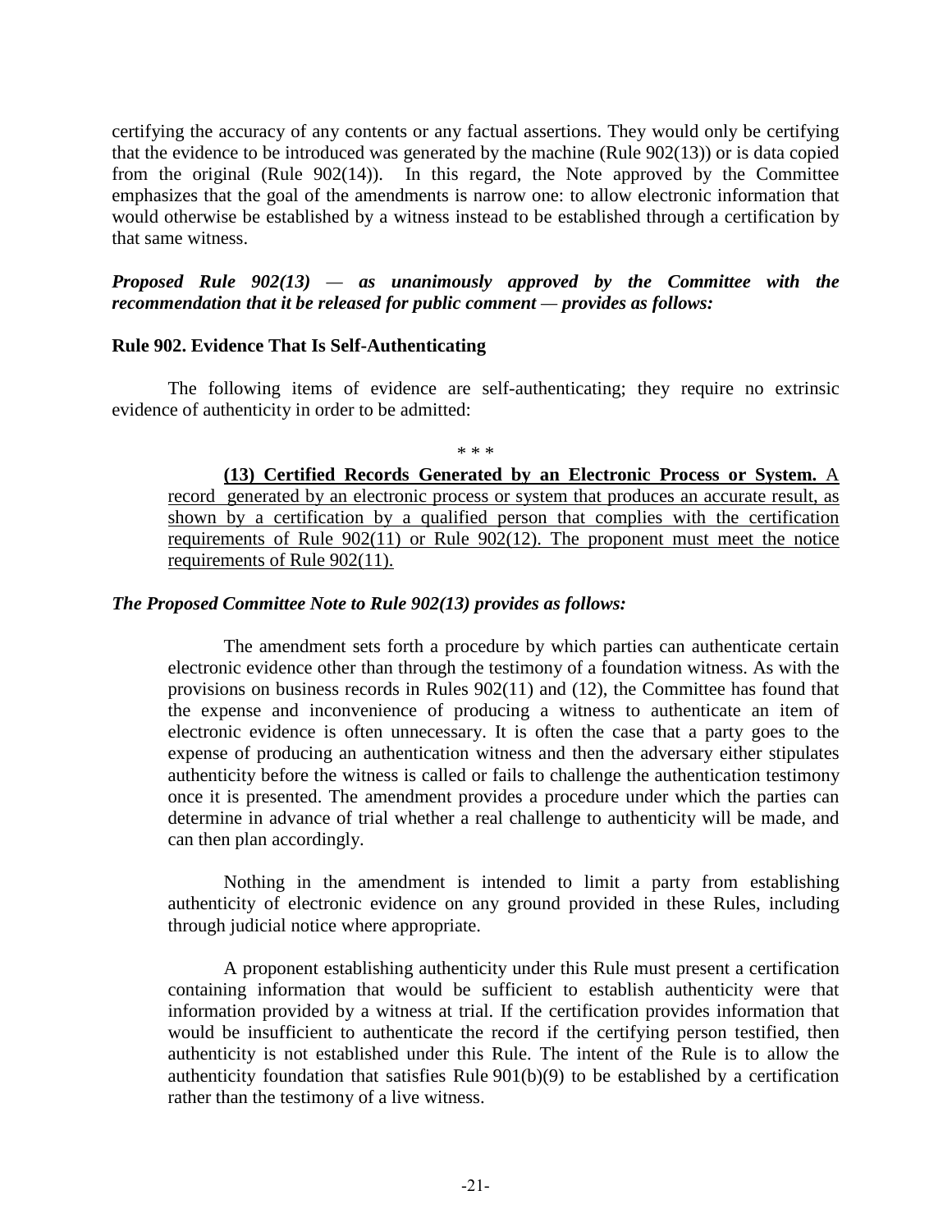certifying the accuracy of any contents or any factual assertions. They would only be certifying that the evidence to be introduced was generated by the machine (Rule 902(13)) or is data copied from the original (Rule 902(14)). In this regard, the Note approved by the Committee emphasizes that the goal of the amendments is narrow one: to allow electronic information that would otherwise be established by a witness instead to be established through a certification by that same witness.

***Proposed Rule 902(13) — as unanimously approved by the Committee with the recommendation that it be released for public comment — provides as follows:***

**Rule 902. Evidence That Is Self-Authenticating**

The following items of evidence are self-authenticating; they require no extrinsic evidence of authenticity in order to be admitted:

\* \* \*

> **(13) Certified Records Generated by an Electronic Process or System.** A record generated by an electronic process or system that produces an accurate result, as shown by a certification by a qualified person that complies with the certification requirements of Rule 902(11) or Rule 902(12). The proponent must meet the notice requirements of Rule 902(11).

***The Proposed Committee Note to Rule 902(13) provides as follows:***

> The amendment sets forth a procedure by which parties can authenticate certain electronic evidence other than through the testimony of a foundation witness. As with the provisions on business records in Rules 902(11) and (12), the Committee has found that the expense and inconvenience of producing a witness to authenticate an item of electronic evidence is often unnecessary. It is often the case that a party goes to the expense of producing an authentication witness and then the adversary either stipulates authenticity before the witness is called or fails to challenge the authentication testimony once it is presented. The amendment provides a procedure under which the parties can determine in advance of trial whether a real challenge to authenticity will be made, and can then plan accordingly.
>
> Nothing in the amendment is intended to limit a party from establishing authenticity of electronic evidence on any ground provided in these Rules, including through judicial notice where appropriate.
>
> A proponent establishing authenticity under this Rule must present a certification containing information that would be sufficient to establish authenticity were that information provided by a witness at trial. If the certification provides information that would be insufficient to authenticate the record if the certifying person testified, then authenticity is not established under this Rule. The intent of the Rule is to allow the authenticity foundation that satisfies Rule 901(b)(9) to be established by a certification rather than the testimony of a live witness.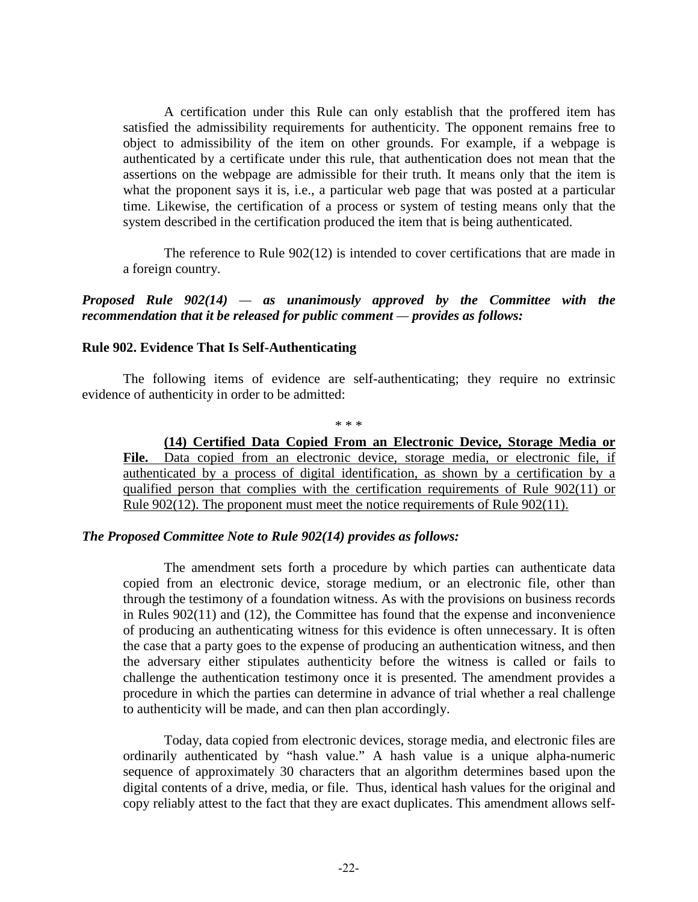A certification under this Rule can only establish that the proffered item has satisfied the admissibility requirements for authenticity. The opponent remains free to object to admissibility of the item on other grounds. For example, if a webpage is authenticated by a certificate under this rule, that authentication does not mean that the assertions on the webpage are admissible for their truth. It means only that the item is what the proponent says it is, i.e., a particular web page that was posted at a particular time. Likewise, the certification of a process or system of testing means only that the system described in the certification produced the item that is being authenticated.

The reference to Rule 902(12) is intended to cover certifications that are made in a foreign country.

***Proposed Rule 902(14) — as unanimously approved by the Committee with the recommendation that it be released for public comment — provides as follows:***

**Rule 902. Evidence That Is Self-Authenticating**

The following items of evidence are self-authenticating; they require no extrinsic evidence of authenticity in order to be admitted:

\* \* \*

<u>**(14) Certified Data Copied From an Electronic Device, Storage Media or File.** Data copied from an electronic device, storage media, or electronic file, if authenticated by a process of digital identification, as shown by a certification by a qualified person that complies with the certification requirements of Rule 902(11) or Rule 902(12). The proponent must meet the notice requirements of Rule 902(11).</u>

***The Proposed Committee Note to Rule 902(14) provides as follows:***

The amendment sets forth a procedure by which parties can authenticate data copied from an electronic device, storage medium, or an electronic file, other than through the testimony of a foundation witness. As with the provisions on business records in Rules 902(11) and (12), the Committee has found that the expense and inconvenience of producing an authenticating witness for this evidence is often unnecessary. It is often the case that a party goes to the expense of producing an authentication witness, and then the adversary either stipulates authenticity before the witness is called or fails to challenge the authentication testimony once it is presented. The amendment provides a procedure in which the parties can determine in advance of trial whether a real challenge to authenticity will be made, and can then plan accordingly.

Today, data copied from electronic devices, storage media, and electronic files are ordinarily authenticated by "hash value." A hash value is a unique alpha-numeric sequence of approximately 30 characters that an algorithm determines based upon the digital contents of a drive, media, or file. Thus, identical hash values for the original and copy reliably attest to the fact that they are exact duplicates. This amendment allows self-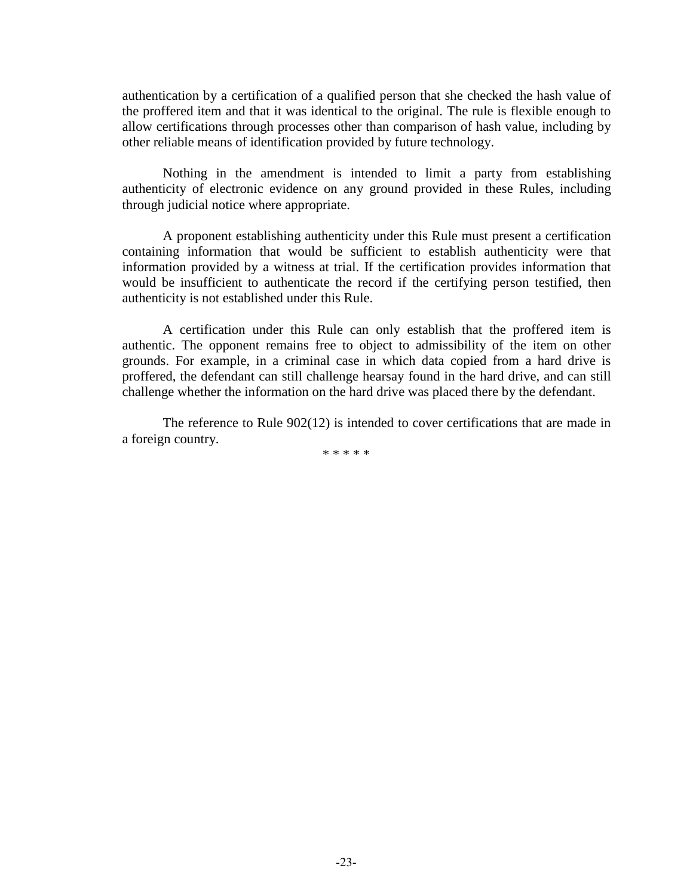authentication by a certification of a qualified person that she checked the hash value of the proffered item and that it was identical to the original. The rule is flexible enough to allow certifications through processes other than comparison of hash value, including by other reliable means of identification provided by future technology.

Nothing in the amendment is intended to limit a party from establishing authenticity of electronic evidence on any ground provided in these Rules, including through judicial notice where appropriate.

A proponent establishing authenticity under this Rule must present a certification containing information that would be sufficient to establish authenticity were that information provided by a witness at trial. If the certification provides information that would be insufficient to authenticate the record if the certifying person testified, then authenticity is not established under this Rule.

A certification under this Rule can only establish that the proffered item is authentic. The opponent remains free to object to admissibility of the item on other grounds. For example, in a criminal case in which data copied from a hard drive is proffered, the defendant can still challenge hearsay found in the hard drive, and can still challenge whether the information on the hard drive was placed there by the defendant.

The reference to Rule 902(12) is intended to cover certifications that are made in a foreign country.

\* \* \* \* \*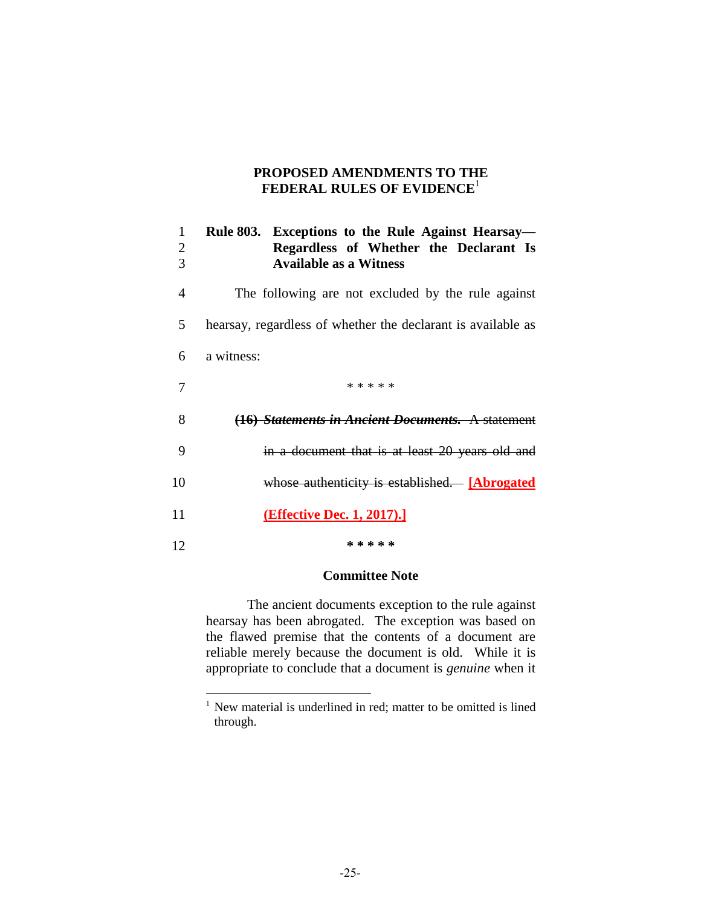## PROPOSED AMENDMENTS TO THE FEDERAL RULES OF EVIDENCE[1]

1 **Rule 803. Exceptions to the Rule Against Hearsay—**
2 **Regardless of Whether the Declarant Is**
3 **Available as a Witness**

4 The following are not excluded by the rule against
5 hearsay, regardless of whether the declarant is available as
6 a witness:

7 \* \* \* \* \*

8 ~~**(16)** ***Statements in Ancient Documents.*** A statement~~
9 ~~in a document that is at least 20 years old and~~
10 ~~whose authenticity is established.~~ **[Abrogated**
11 **(Effective Dec. 1, 2017).]**

12 \* \* \* \* \*

### Committee Note

The ancient documents exception to the rule against hearsay has been abrogated. The exception was based on the flawed premise that the contents of a document are reliable merely because the document is old. While it is appropriate to conclude that a document is *genuine* when it

---

[1] New material is underlined in red; matter to be omitted is lined through.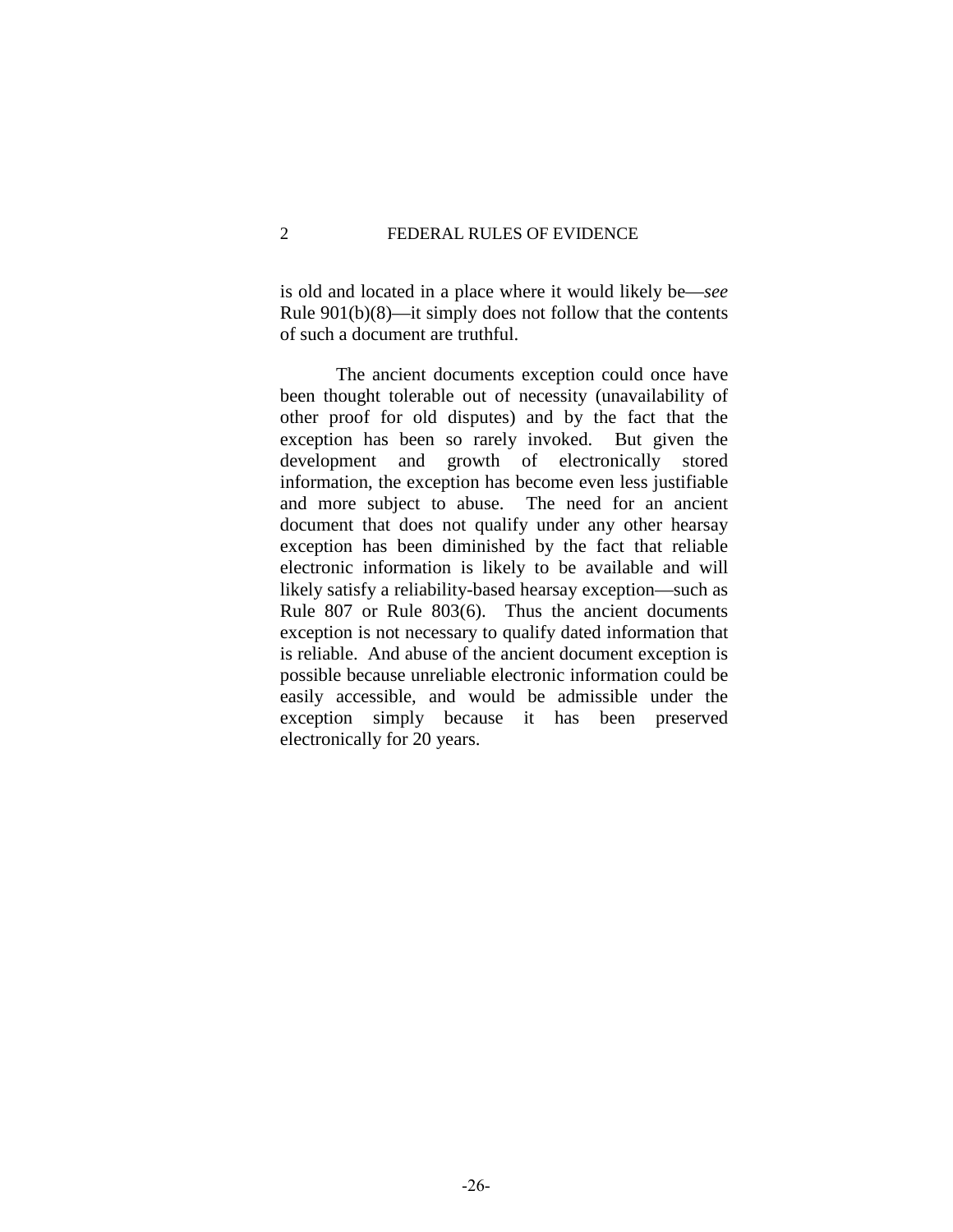is old and located in a place where it would likely be—*see* Rule 901(b)(8)—it simply does not follow that the contents of such a document are truthful.

The ancient documents exception could once have been thought tolerable out of necessity (unavailability of other proof for old disputes) and by the fact that the exception has been so rarely invoked. But given the development and growth of electronically stored information, the exception has become even less justifiable and more subject to abuse. The need for an ancient document that does not qualify under any other hearsay exception has been diminished by the fact that reliable electronic information is likely to be available and will likely satisfy a reliability-based hearsay exception—such as Rule 807 or Rule 803(6). Thus the ancient documents exception is not necessary to qualify dated information that is reliable. And abuse of the ancient document exception is possible because unreliable electronic information could be easily accessible, and would be admissible under the exception simply because it has been preserved electronically for 20 years.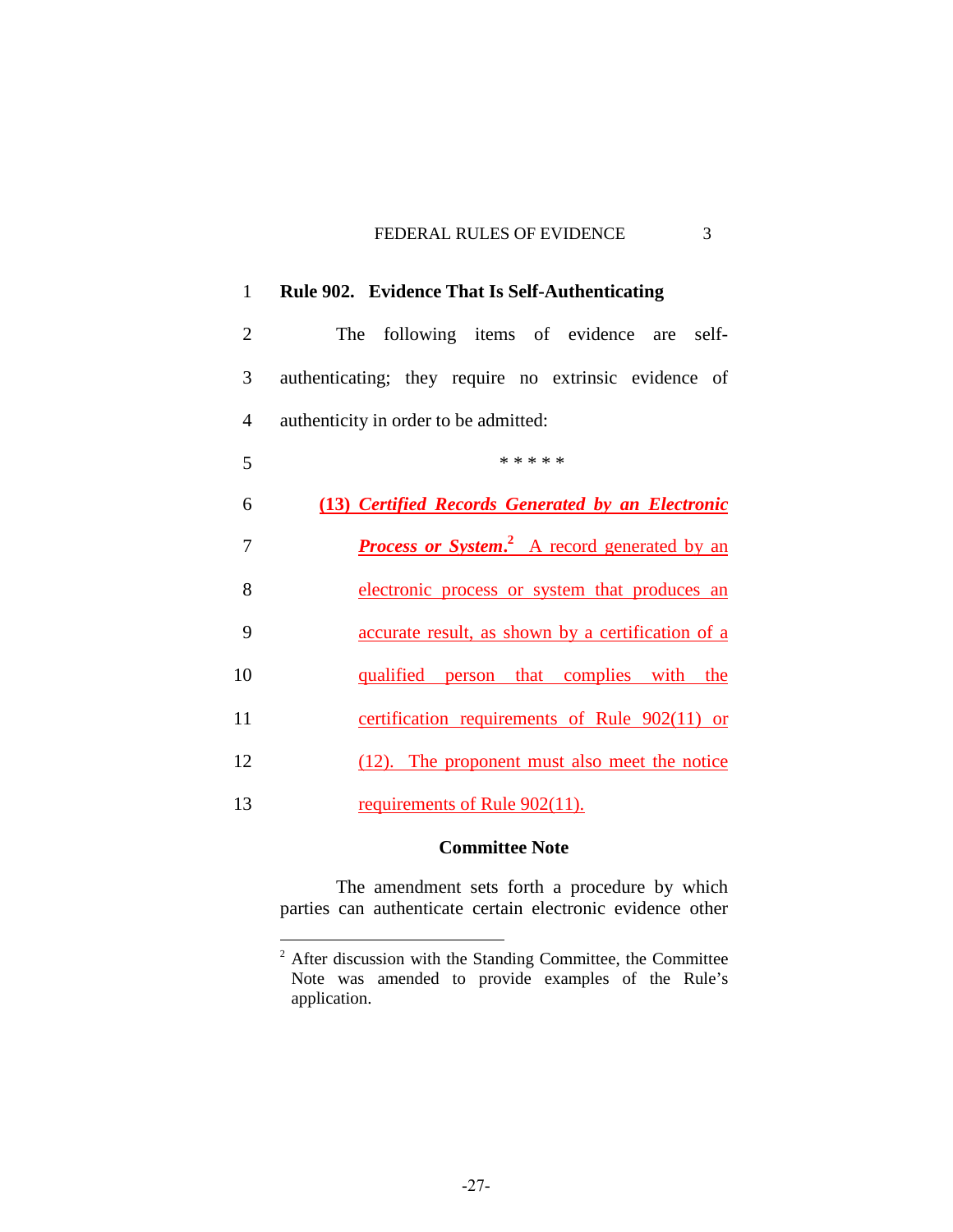**Rule 902. Evidence That Is Self-Authenticating**

The following items of evidence are self-authenticating; they require no extrinsic evidence of authenticity in order to be admitted:

\* \* \* \* \*

**(13)** ***Certified Records Generated by an Electronic Process or System.***[2] A record generated by an electronic process or system that produces an accurate result, as shown by a certification of a qualified person that complies with the certification requirements of Rule 902(11) or (12). The proponent must also meet the notice requirements of Rule 902(11).

**Committee Note**

The amendment sets forth a procedure by which parties can authenticate certain electronic evidence other

---

[2] After discussion with the Standing Committee, the Committee Note was amended to provide examples of the Rule's application.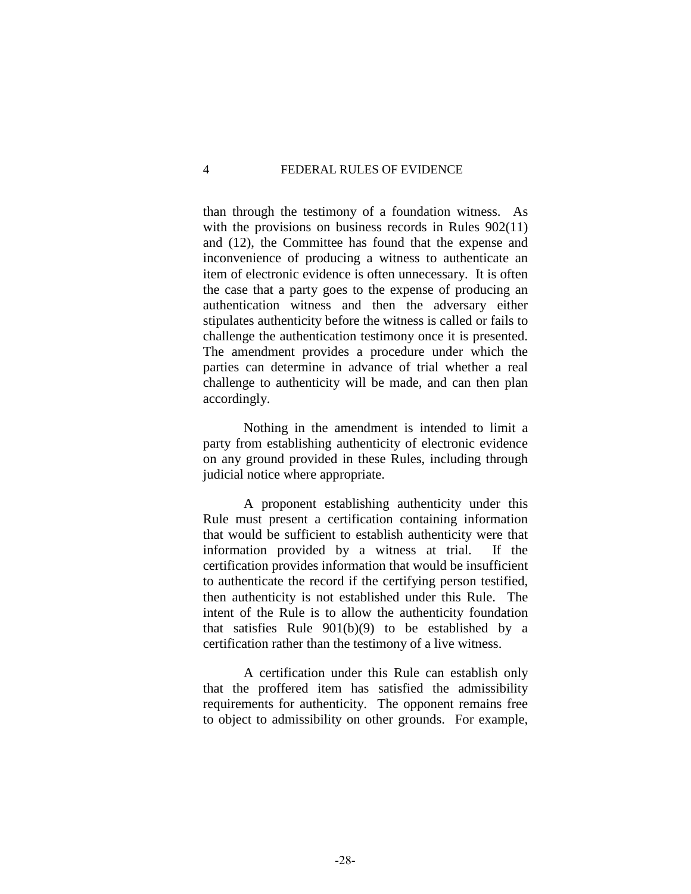than through the testimony of a foundation witness. As with the provisions on business records in Rules 902(11) and (12), the Committee has found that the expense and inconvenience of producing a witness to authenticate an item of electronic evidence is often unnecessary. It is often the case that a party goes to the expense of producing an authentication witness and then the adversary either stipulates authenticity before the witness is called or fails to challenge the authentication testimony once it is presented. The amendment provides a procedure under which the parties can determine in advance of trial whether a real challenge to authenticity will be made, and can then plan accordingly.

Nothing in the amendment is intended to limit a party from establishing authenticity of electronic evidence on any ground provided in these Rules, including through judicial notice where appropriate.

A proponent establishing authenticity under this Rule must present a certification containing information that would be sufficient to establish authenticity were that information provided by a witness at trial. If the certification provides information that would be insufficient to authenticate the record if the certifying person testified, then authenticity is not established under this Rule. The intent of the Rule is to allow the authenticity foundation that satisfies Rule 901(b)(9) to be established by a certification rather than the testimony of a live witness.

A certification under this Rule can establish only that the proffered item has satisfied the admissibility requirements for authenticity. The opponent remains free to object to admissibility on other grounds. For example,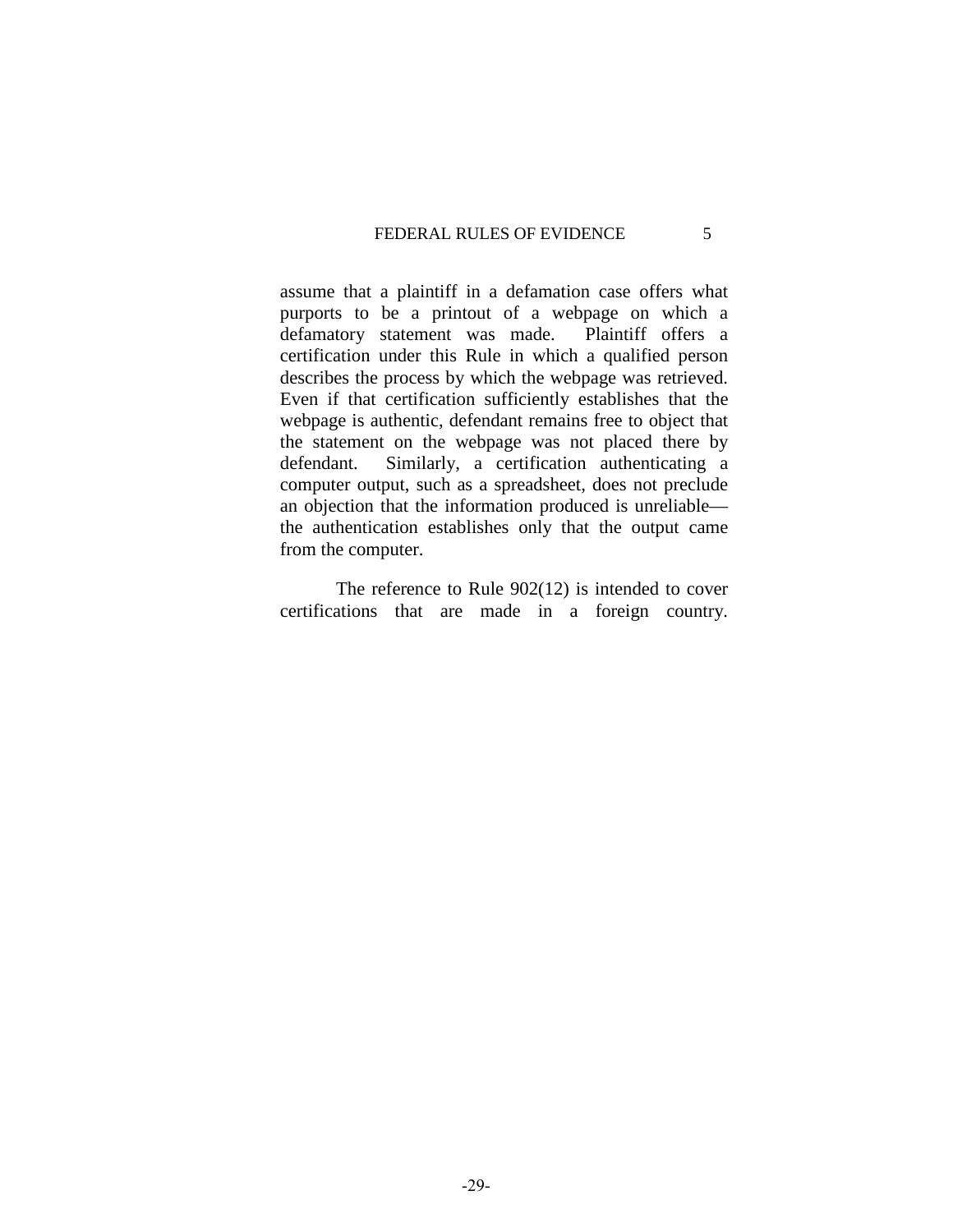assume that a plaintiff in a defamation case offers what purports to be a printout of a webpage on which a defamatory statement was made. Plaintiff offers a certification under this Rule in which a qualified person describes the process by which the webpage was retrieved. Even if that certification sufficiently establishes that the webpage is authentic, defendant remains free to object that the statement on the webpage was not placed there by defendant. Similarly, a certification authenticating a computer output, such as a spreadsheet, does not preclude an objection that the information produced is unreliable—the authentication establishes only that the output came from the computer.

The reference to Rule 902(12) is intended to cover certifications that are made in a foreign country.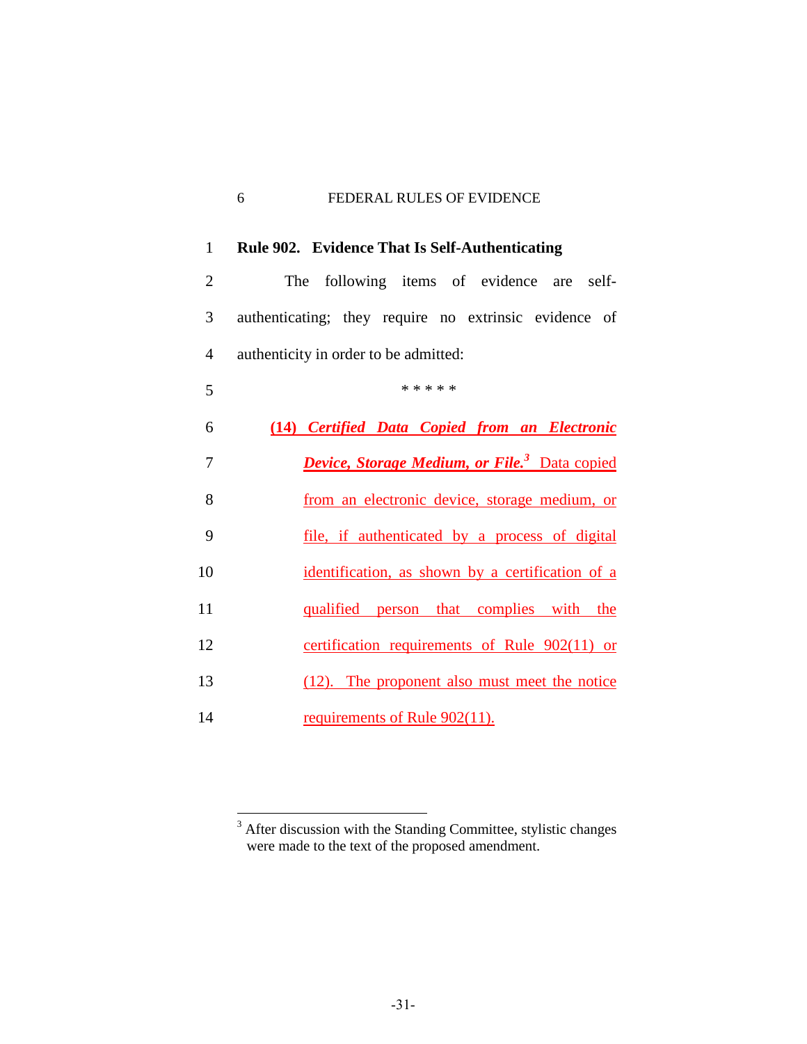**Rule 902. Evidence That Is Self-Authenticating**

The following items of evidence are self-authenticating; they require no extrinsic evidence of authenticity in order to be admitted:

\* \* \* \* \*

**(14)** ***Certified Data Copied from an Electronic Device, Storage Medium, or File.***[3] Data copied from an electronic device, storage medium, or file, if authenticated by a process of digital identification, as shown by a certification of a qualified person that complies with the certification requirements of Rule 902(11) or (12). The proponent also must meet the notice requirements of Rule 902(11).

---

[3] After discussion with the Standing Committee, stylistic changes were made to the text of the proposed amendment.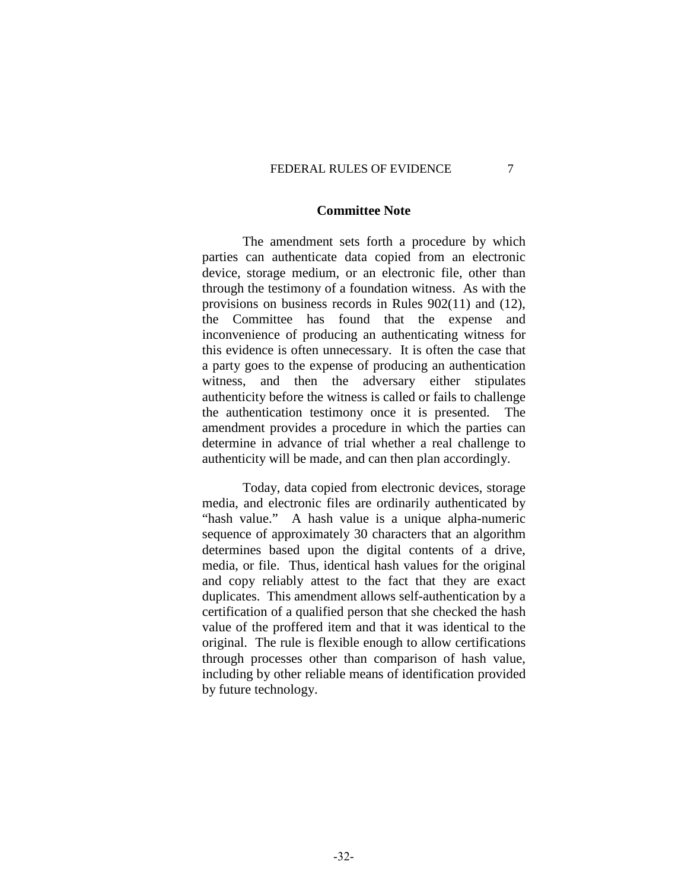## Committee Note

The amendment sets forth a procedure by which parties can authenticate data copied from an electronic device, storage medium, or an electronic file, other than through the testimony of a foundation witness. As with the provisions on business records in Rules 902(11) and (12), the Committee has found that the expense and inconvenience of producing an authenticating witness for this evidence is often unnecessary. It is often the case that a party goes to the expense of producing an authentication witness, and then the adversary either stipulates authenticity before the witness is called or fails to challenge the authentication testimony once it is presented. The amendment provides a procedure in which the parties can determine in advance of trial whether a real challenge to authenticity will be made, and can then plan accordingly.

Today, data copied from electronic devices, storage media, and electronic files are ordinarily authenticated by "hash value." A hash value is a unique alpha-numeric sequence of approximately 30 characters that an algorithm determines based upon the digital contents of a drive, media, or file. Thus, identical hash values for the original and copy reliably attest to the fact that they are exact duplicates. This amendment allows self-authentication by a certification of a qualified person that she checked the hash value of the proffered item and that it was identical to the original. The rule is flexible enough to allow certifications through processes other than comparison of hash value, including by other reliable means of identification provided by future technology.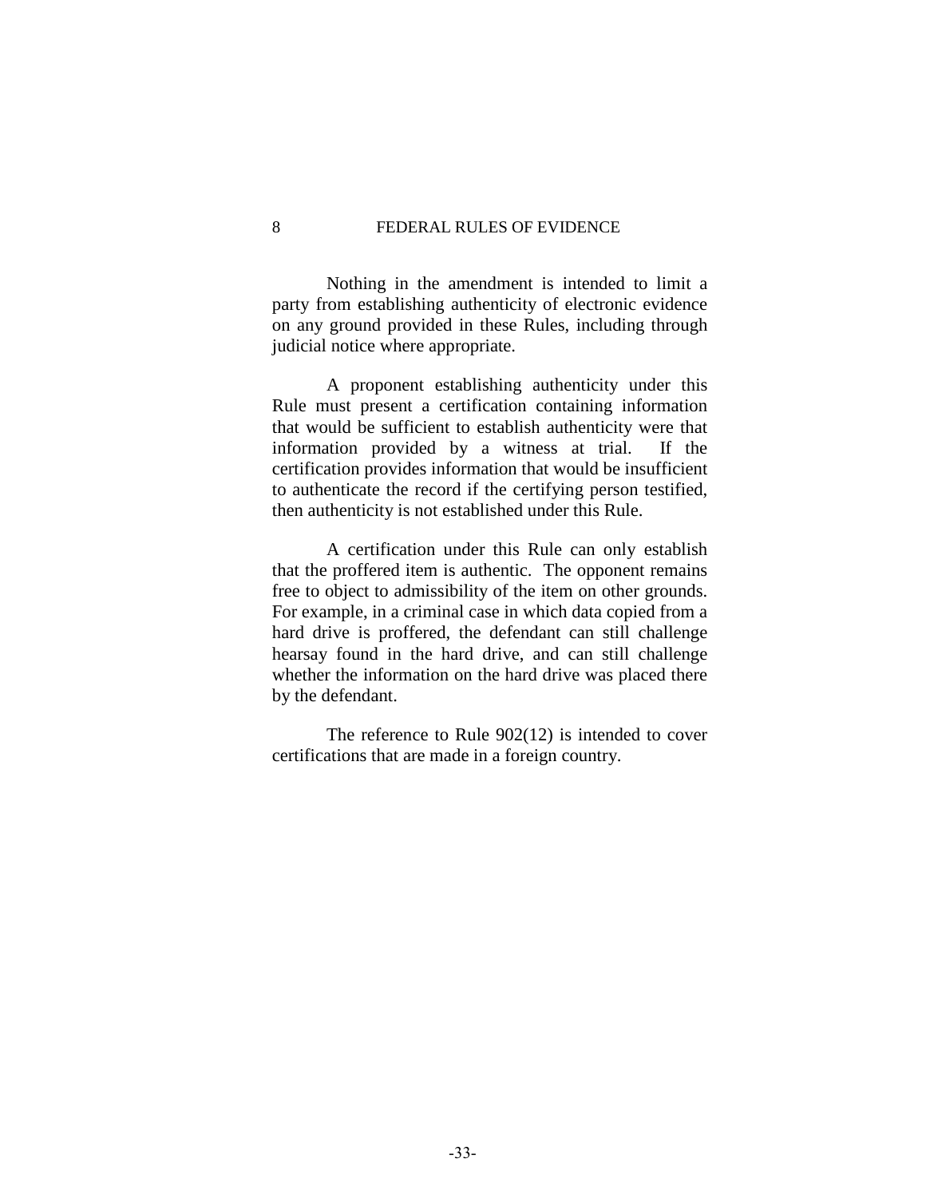Nothing in the amendment is intended to limit a party from establishing authenticity of electronic evidence on any ground provided in these Rules, including through judicial notice where appropriate.

A proponent establishing authenticity under this Rule must present a certification containing information that would be sufficient to establish authenticity were that information provided by a witness at trial. If the certification provides information that would be insufficient to authenticate the record if the certifying person testified, then authenticity is not established under this Rule.

A certification under this Rule can only establish that the proffered item is authentic. The opponent remains free to object to admissibility of the item on other grounds. For example, in a criminal case in which data copied from a hard drive is proffered, the defendant can still challenge hearsay found in the hard drive, and can still challenge whether the information on the hard drive was placed there by the defendant.

The reference to Rule 902(12) is intended to cover certifications that are made in a foreign country.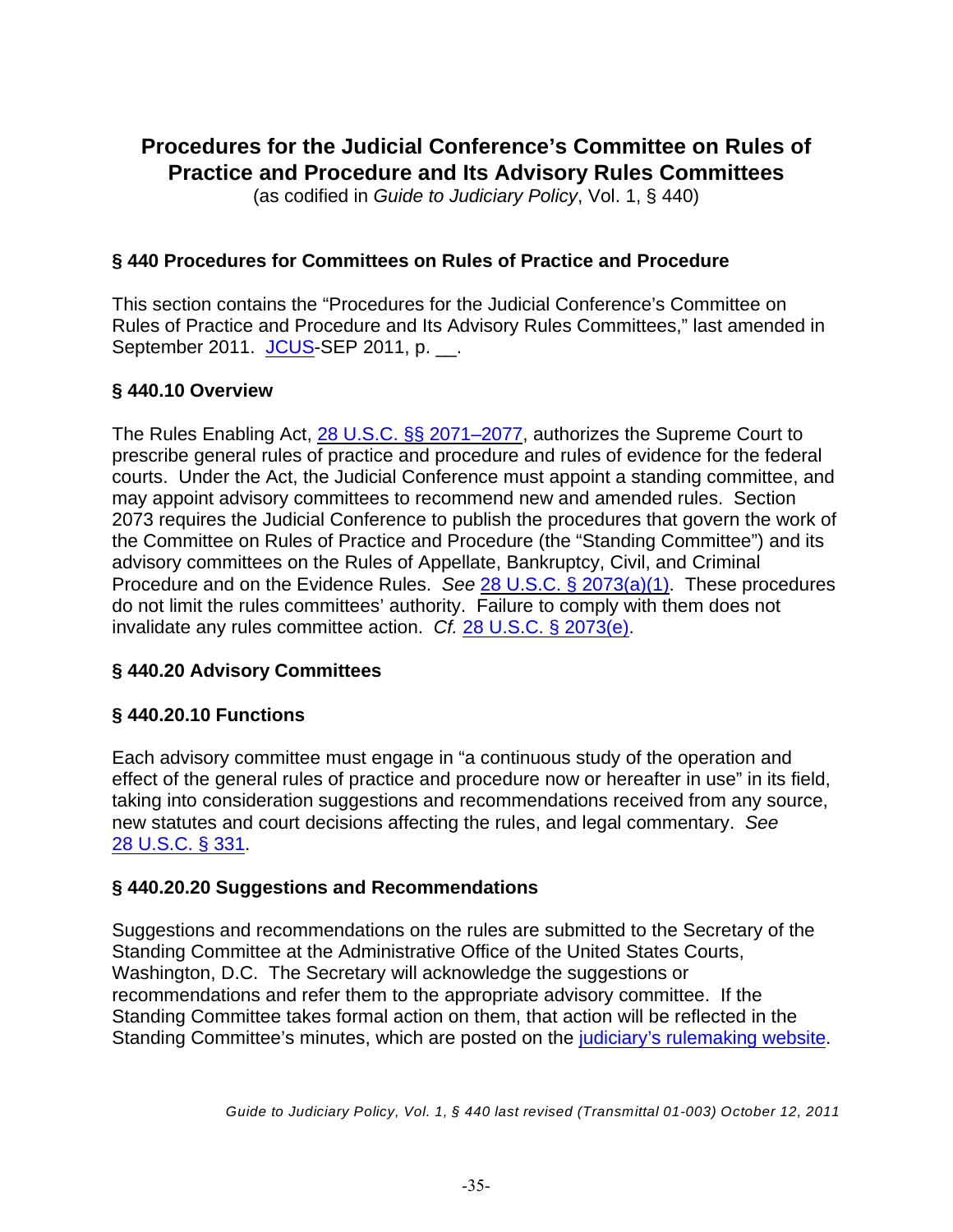# Procedures for the Judicial Conference's Committee on Rules of Practice and Procedure and Its Advisory Rules Committees

(as codified in *Guide to Judiciary Policy*, Vol. 1, § 440)

## § 440 Procedures for Committees on Rules of Practice and Procedure

This section contains the "Procedures for the Judicial Conference's Committee on Rules of Practice and Procedure and Its Advisory Rules Committees," last amended in September 2011. JCUS-SEP 2011, p. __.

## § 440.10 Overview

The Rules Enabling Act, 28 U.S.C. §§ 2071–2077, authorizes the Supreme Court to prescribe general rules of practice and procedure and rules of evidence for the federal courts. Under the Act, the Judicial Conference must appoint a standing committee, and may appoint advisory committees to recommend new and amended rules. Section 2073 requires the Judicial Conference to publish the procedures that govern the work of the Committee on Rules of Practice and Procedure (the "Standing Committee") and its advisory committees on the Rules of Appellate, Bankruptcy, Civil, and Criminal Procedure and on the Evidence Rules. *See* 28 U.S.C. § 2073(a)(1). These procedures do not limit the rules committees' authority. Failure to comply with them does not invalidate any rules committee action. *Cf.* 28 U.S.C. § 2073(e).

## § 440.20 Advisory Committees

### § 440.20.10 Functions

Each advisory committee must engage in "a continuous study of the operation and effect of the general rules of practice and procedure now or hereafter in use" in its field, taking into consideration suggestions and recommendations received from any source, new statutes and court decisions affecting the rules, and legal commentary. *See* 28 U.S.C. § 331.

### § 440.20.20 Suggestions and Recommendations

Suggestions and recommendations on the rules are submitted to the Secretary of the Standing Committee at the Administrative Office of the United States Courts, Washington, D.C. The Secretary will acknowledge the suggestions or recommendations and refer them to the appropriate advisory committee. If the Standing Committee takes formal action on them, that action will be reflected in the Standing Committee's minutes, which are posted on the judiciary's rulemaking website.

*Guide to Judiciary Policy, Vol. 1, § 440 last revised (Transmittal 01-003) October 12, 2011*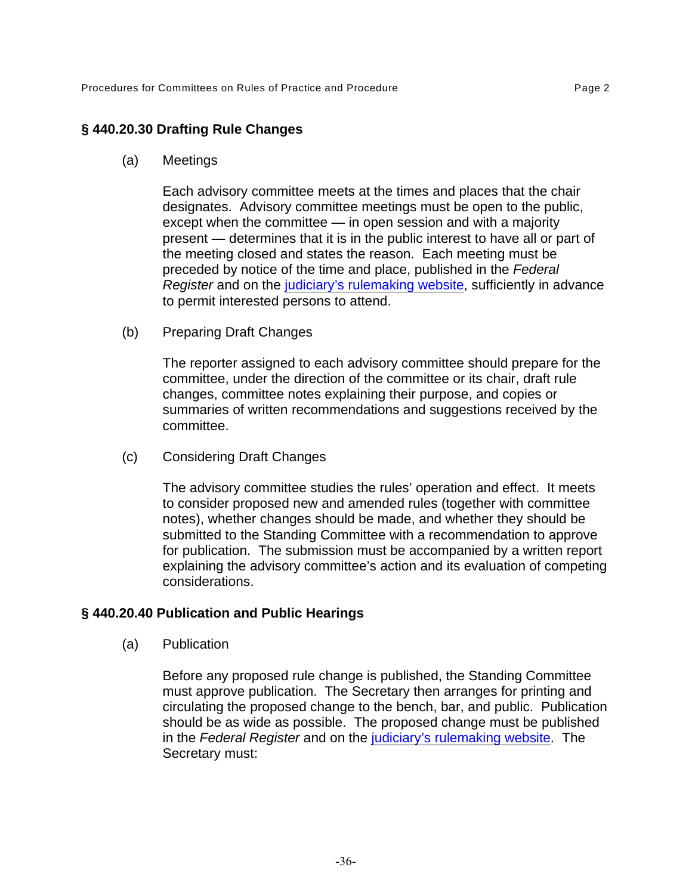## § 440.20.30 Drafting Rule Changes

(a) Meetings

Each advisory committee meets at the times and places that the chair designates. Advisory committee meetings must be open to the public, except when the committee — in open session and with a majority present — determines that it is in the public interest to have all or part of the meeting closed and states the reason. Each meeting must be preceded by notice of the time and place, published in the *Federal Register* and on the [judiciary's rulemaking website](), sufficiently in advance to permit interested persons to attend.

(b) Preparing Draft Changes

The reporter assigned to each advisory committee should prepare for the committee, under the direction of the committee or its chair, draft rule changes, committee notes explaining their purpose, and copies or summaries of written recommendations and suggestions received by the committee.

(c) Considering Draft Changes

The advisory committee studies the rules' operation and effect. It meets to consider proposed new and amended rules (together with committee notes), whether changes should be made, and whether they should be submitted to the Standing Committee with a recommendation to approve for publication. The submission must be accompanied by a written report explaining the advisory committee's action and its evaluation of competing considerations.

## § 440.20.40 Publication and Public Hearings

(a) Publication

Before any proposed rule change is published, the Standing Committee must approve publication. The Secretary then arranges for printing and circulating the proposed change to the bench, bar, and public. Publication should be as wide as possible. The proposed change must be published in the *Federal Register* and on the [judiciary's rulemaking website](). The Secretary must: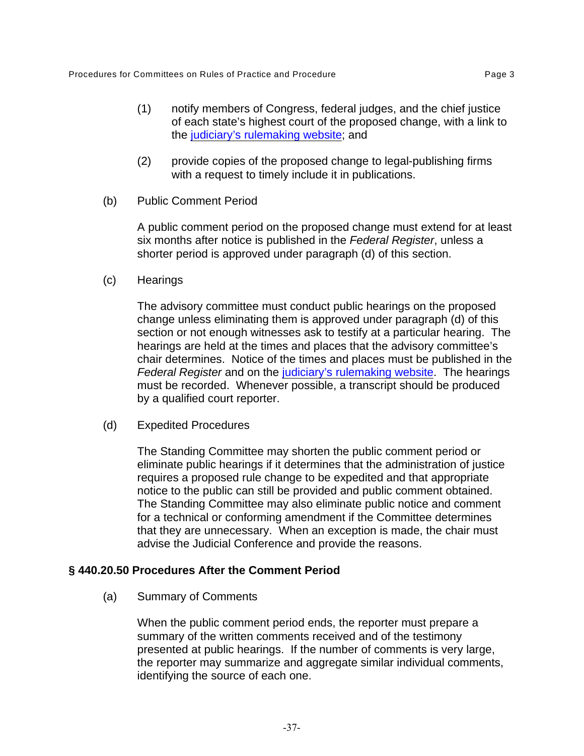(1) notify members of Congress, federal judges, and the chief justice of each state's highest court of the proposed change, with a link to the [judiciary's rulemaking website]; and

(2) provide copies of the proposed change to legal-publishing firms with a request to timely include it in publications.

(b) Public Comment Period

A public comment period on the proposed change must extend for at least six months after notice is published in the *Federal Register*, unless a shorter period is approved under paragraph (d) of this section.

(c) Hearings

The advisory committee must conduct public hearings on the proposed change unless eliminating them is approved under paragraph (d) of this section or not enough witnesses ask to testify at a particular hearing. The hearings are held at the times and places that the advisory committee's chair determines. Notice of the times and places must be published in the *Federal Register* and on the [judiciary's rulemaking website]. The hearings must be recorded. Whenever possible, a transcript should be produced by a qualified court reporter.

(d) Expedited Procedures

The Standing Committee may shorten the public comment period or eliminate public hearings if it determines that the administration of justice requires a proposed rule change to be expedited and that appropriate notice to the public can still be provided and public comment obtained. The Standing Committee may also eliminate public notice and comment for a technical or conforming amendment if the Committee determines that they are unnecessary. When an exception is made, the chair must advise the Judicial Conference and provide the reasons.

## § 440.20.50 Procedures After the Comment Period

(a) Summary of Comments

When the public comment period ends, the reporter must prepare a summary of the written comments received and of the testimony presented at public hearings. If the number of comments is very large, the reporter may summarize and aggregate similar individual comments, identifying the source of each one.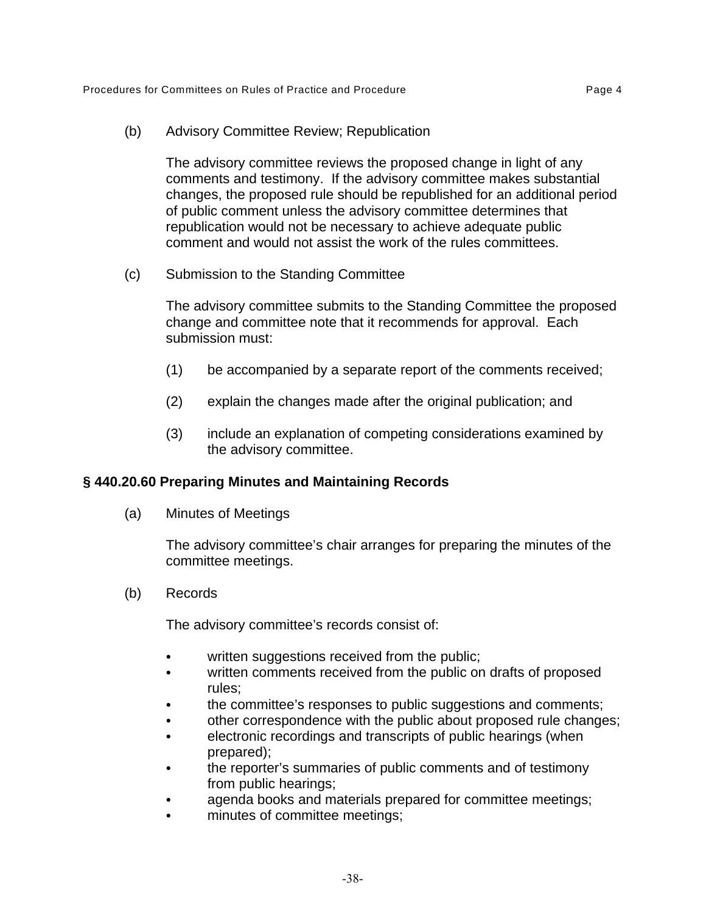(b) Advisory Committee Review; Republication

The advisory committee reviews the proposed change in light of any comments and testimony. If the advisory committee makes substantial changes, the proposed rule should be republished for an additional period of public comment unless the advisory committee determines that republication would not be necessary to achieve adequate public comment and would not assist the work of the rules committees.

(c) Submission to the Standing Committee

The advisory committee submits to the Standing Committee the proposed change and committee note that it recommends for approval. Each submission must:

(1) be accompanied by a separate report of the comments received;

(2) explain the changes made after the original publication; and

(3) include an explanation of competing considerations examined by the advisory committee.

**§ 440.20.60 Preparing Minutes and Maintaining Records**

(a) Minutes of Meetings

The advisory committee's chair arranges for preparing the minutes of the committee meetings.

(b) Records

The advisory committee's records consist of:

- written suggestions received from the public;
- written comments received from the public on drafts of proposed rules;
- the committee's responses to public suggestions and comments;
- other correspondence with the public about proposed rule changes;
- electronic recordings and transcripts of public hearings (when prepared);
- the reporter's summaries of public comments and of testimony from public hearings;
- agenda books and materials prepared for committee meetings;
- minutes of committee meetings;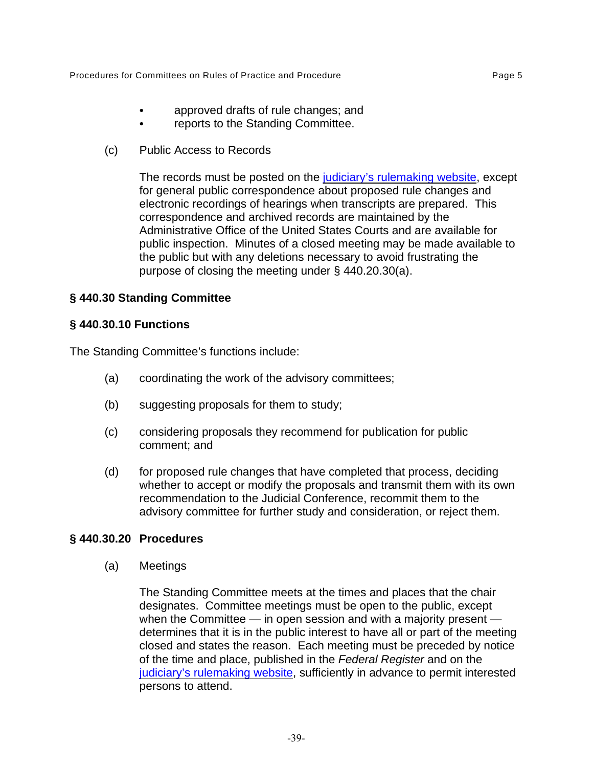- approved drafts of rule changes; and
- reports to the Standing Committee.

(c) Public Access to Records

The records must be posted on the judiciary's rulemaking website, except for general public correspondence about proposed rule changes and electronic recordings of hearings when transcripts are prepared. This correspondence and archived records are maintained by the Administrative Office of the United States Courts and are available for public inspection. Minutes of a closed meeting may be made available to the public but with any deletions necessary to avoid frustrating the purpose of closing the meeting under § 440.20.30(a).

## § 440.30 Standing Committee

### § 440.30.10 Functions

The Standing Committee's functions include:

(a) coordinating the work of the advisory committees;

(b) suggesting proposals for them to study;

(c) considering proposals they recommend for publication for public comment; and

(d) for proposed rule changes that have completed that process, deciding whether to accept or modify the proposals and transmit them with its own recommendation to the Judicial Conference, recommit them to the advisory committee for further study and consideration, or reject them.

### § 440.30.20 Procedures

(a) Meetings

The Standing Committee meets at the times and places that the chair designates. Committee meetings must be open to the public, except when the Committee — in open session and with a majority present — determines that it is in the public interest to have all or part of the meeting closed and states the reason. Each meeting must be preceded by notice of the time and place, published in the *Federal Register* and on the judiciary's rulemaking website, sufficiently in advance to permit interested persons to attend.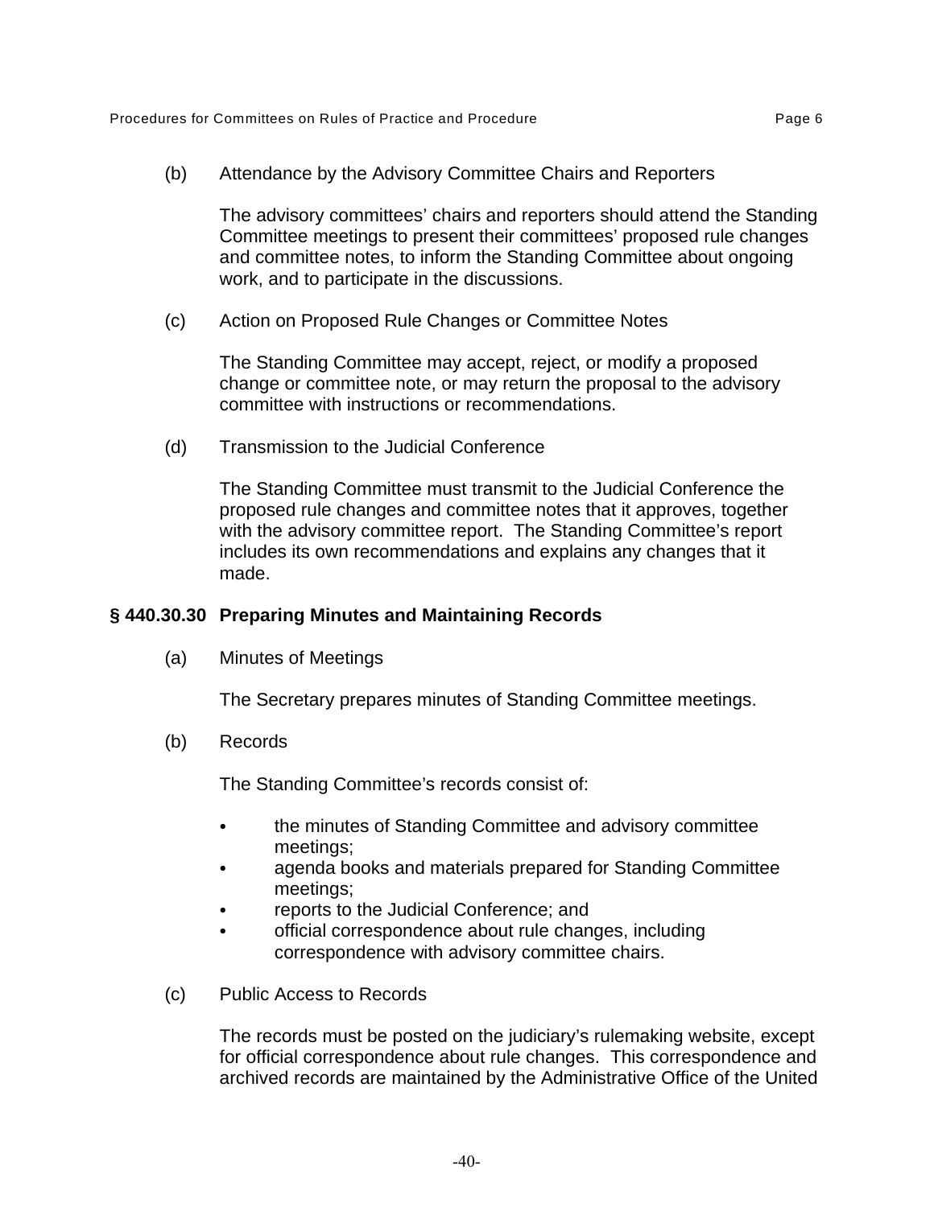(b) Attendance by the Advisory Committee Chairs and Reporters

The advisory committees' chairs and reporters should attend the Standing Committee meetings to present their committees' proposed rule changes and committee notes, to inform the Standing Committee about ongoing work, and to participate in the discussions.

(c) Action on Proposed Rule Changes or Committee Notes

The Standing Committee may accept, reject, or modify a proposed change or committee note, or may return the proposal to the advisory committee with instructions or recommendations.

(d) Transmission to the Judicial Conference

The Standing Committee must transmit to the Judicial Conference the proposed rule changes and committee notes that it approves, together with the advisory committee report. The Standing Committee's report includes its own recommendations and explains any changes that it made.

### § 440.30.30 Preparing Minutes and Maintaining Records

(a) Minutes of Meetings

The Secretary prepares minutes of Standing Committee meetings.

(b) Records

The Standing Committee's records consist of:

- the minutes of Standing Committee and advisory committee meetings;
- agenda books and materials prepared for Standing Committee meetings;
- reports to the Judicial Conference; and
- official correspondence about rule changes, including correspondence with advisory committee chairs.

(c) Public Access to Records

The records must be posted on the judiciary's rulemaking website, except for official correspondence about rule changes. This correspondence and archived records are maintained by the Administrative Office of the United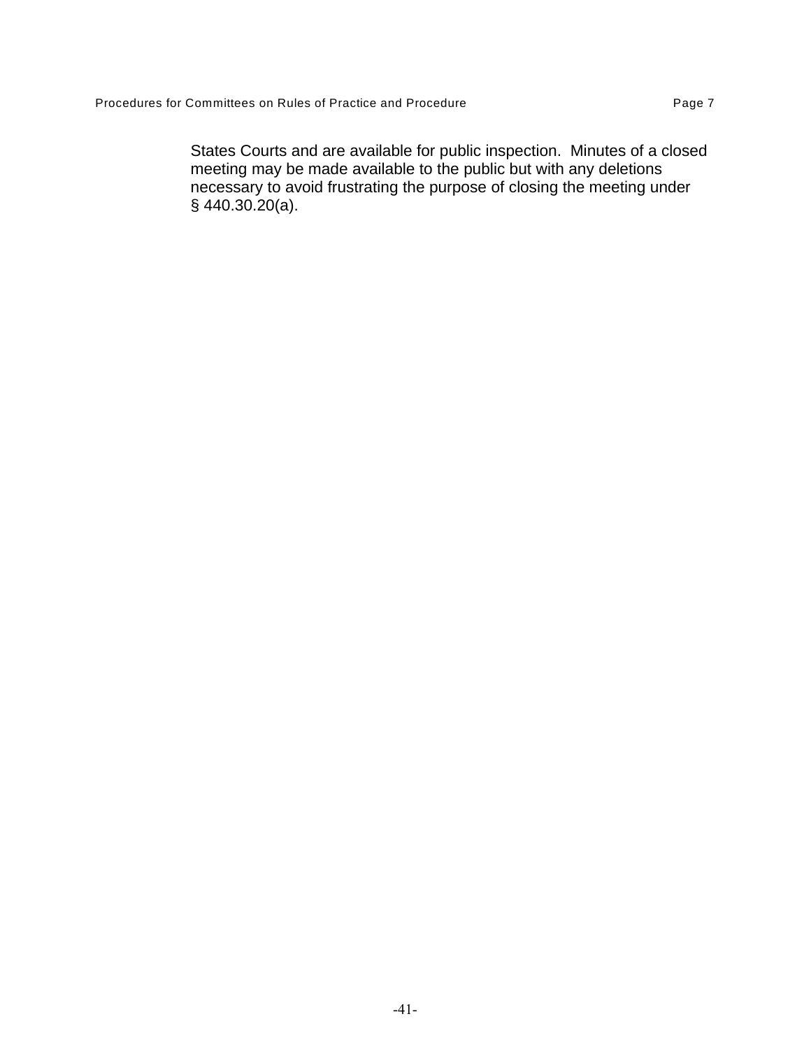States Courts and are available for public inspection. Minutes of a closed meeting may be made available to the public but with any deletions necessary to avoid frustrating the purpose of closing the meeting under § 440.30.20(a).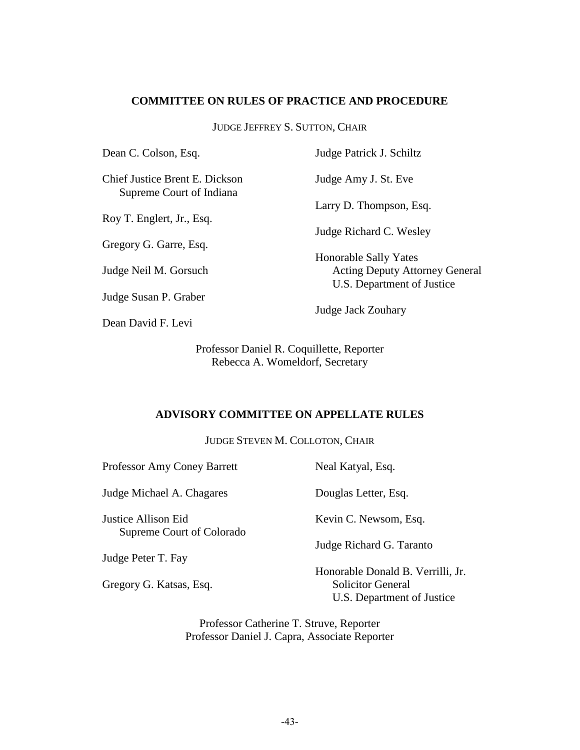## COMMITTEE ON RULES OF PRACTICE AND PROCEDURE

JUDGE JEFFREY S. SUTTON, CHAIR

Dean C. Colson, Esq.

Chief Justice Brent E. Dickson
Supreme Court of Indiana

Roy T. Englert, Jr., Esq.

Gregory G. Garre, Esq.

Judge Neil M. Gorsuch

Judge Susan P. Graber

Dean David F. Levi

Judge Patrick J. Schiltz

Judge Amy J. St. Eve

Larry D. Thompson, Esq.

Judge Richard C. Wesley

Honorable Sally Yates
Acting Deputy Attorney General
U.S. Department of Justice

Judge Jack Zouhary

Professor Daniel R. Coquillette, Reporter
Rebecca A. Womeldorf, Secretary

## ADVISORY COMMITTEE ON APPELLATE RULES

JUDGE STEVEN M. COLLOTON, CHAIR

Professor Amy Coney Barrett

Judge Michael A. Chagares

Justice Allison Eid
Supreme Court of Colorado

Judge Peter T. Fay

Gregory G. Katsas, Esq.

Neal Katyal, Esq.

Douglas Letter, Esq.

Kevin C. Newsom, Esq.

Judge Richard G. Taranto

Honorable Donald B. Verrilli, Jr.
Solicitor General
U.S. Department of Justice

Professor Catherine T. Struve, Reporter
Professor Daniel J. Capra, Associate Reporter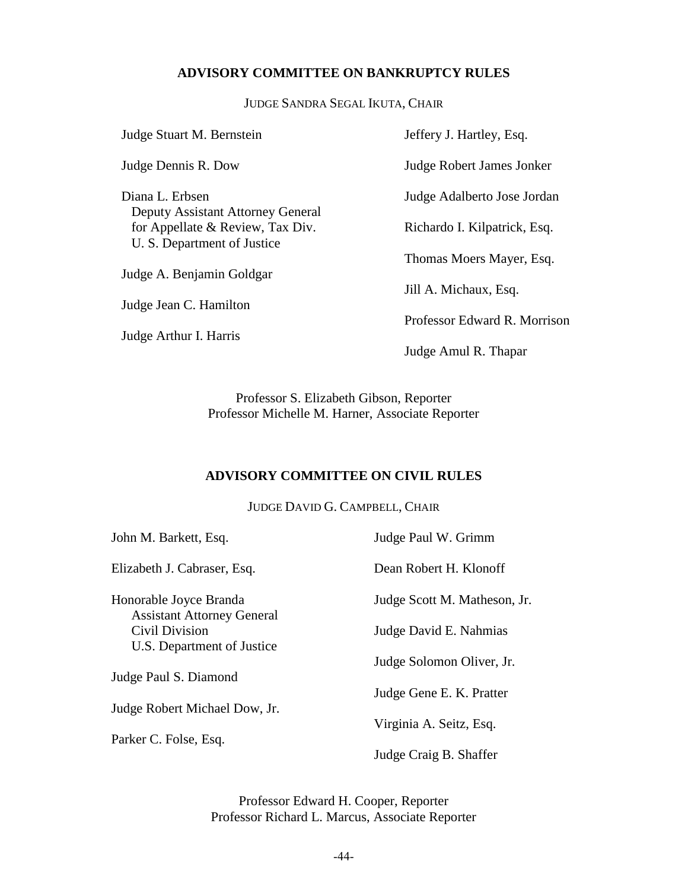## ADVISORY COMMITTEE ON BANKRUPTCY RULES

JUDGE SANDRA SEGAL IKUTA, CHAIR

Judge Stuart M. Bernstein

Judge Dennis R. Dow

Diana L. Erbsen
Deputy Assistant Attorney General
for Appellate & Review, Tax Div.
U. S. Department of Justice

Judge A. Benjamin Goldgar

Judge Jean C. Hamilton

Judge Arthur I. Harris

Jeffery J. Hartley, Esq.

Judge Robert James Jonker

Judge Adalberto Jose Jordan

Richardo I. Kilpatrick, Esq.

Thomas Moers Mayer, Esq.

Jill A. Michaux, Esq.

Professor Edward R. Morrison

Judge Amul R. Thapar

Professor S. Elizabeth Gibson, Reporter
Professor Michelle M. Harner, Associate Reporter

## ADVISORY COMMITTEE ON CIVIL RULES

JUDGE DAVID G. CAMPBELL, CHAIR

John M. Barkett, Esq.

Elizabeth J. Cabraser, Esq.

Honorable Joyce Branda
Assistant Attorney General
Civil Division
U.S. Department of Justice

Judge Paul S. Diamond

Judge Robert Michael Dow, Jr.

Parker C. Folse, Esq.

Judge Paul W. Grimm

Dean Robert H. Klonoff

Judge Scott M. Matheson, Jr.

Judge David E. Nahmias

Judge Solomon Oliver, Jr.

Judge Gene E. K. Pratter

Virginia A. Seitz, Esq.

Judge Craig B. Shaffer

Professor Edward H. Cooper, Reporter
Professor Richard L. Marcus, Associate Reporter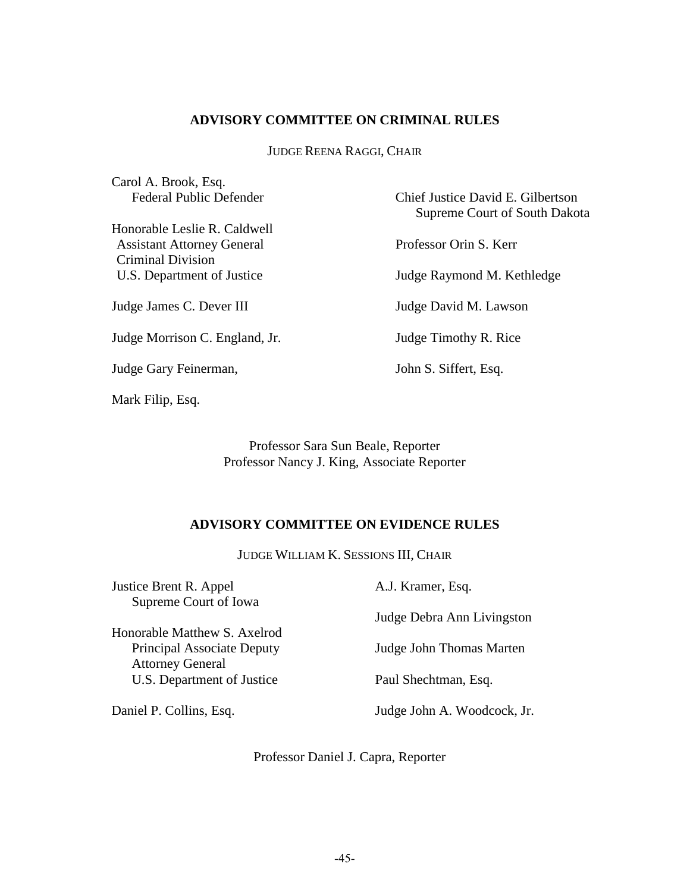## ADVISORY COMMITTEE ON CRIMINAL RULES

JUDGE REENA RAGGI, CHAIR

Carol A. Brook, Esq.
Federal Public Defender

Honorable Leslie R. Caldwell
Assistant Attorney General
Criminal Division
U.S. Department of Justice

Judge James C. Dever III

Judge Morrison C. England, Jr.

Judge Gary Feinerman,

Mark Filip, Esq.

Chief Justice David E. Gilbertson
Supreme Court of South Dakota

Professor Orin S. Kerr

Judge Raymond M. Kethledge

Judge David M. Lawson

Judge Timothy R. Rice

John S. Siffert, Esq.

Professor Sara Sun Beale, Reporter
Professor Nancy J. King, Associate Reporter

## ADVISORY COMMITTEE ON EVIDENCE RULES

JUDGE WILLIAM K. SESSIONS III, CHAIR

Justice Brent R. Appel
Supreme Court of Iowa

Honorable Matthew S. Axelrod
Principal Associate Deputy
Attorney General
U.S. Department of Justice

Daniel P. Collins, Esq.

A.J. Kramer, Esq.

Judge Debra Ann Livingston

Judge John Thomas Marten

Paul Shechtman, Esq.

Judge John A. Woodcock, Jr.

Professor Daniel J. Capra, Reporter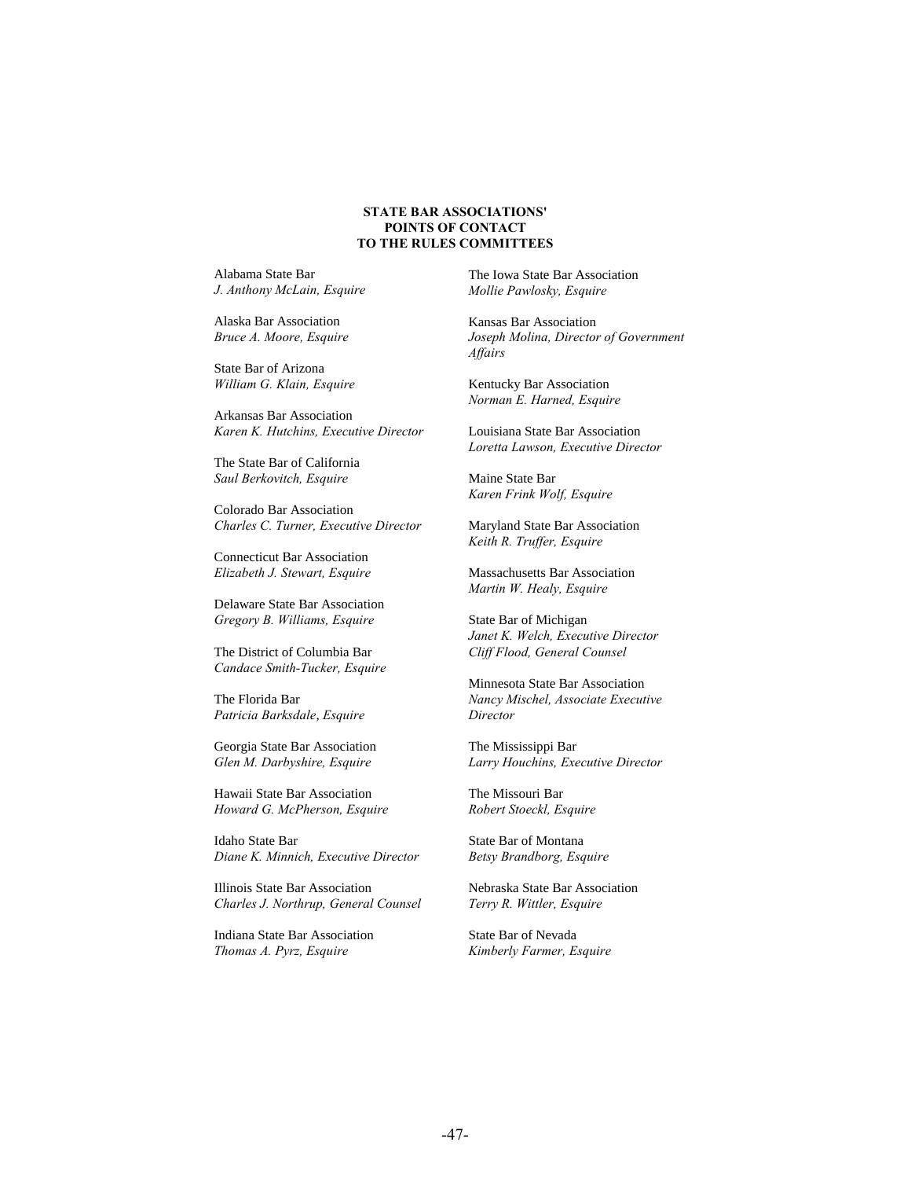**STATE BAR ASSOCIATIONS' POINTS OF CONTACT TO THE RULES COMMITTEES**

Alabama State Bar
*J. Anthony McLain, Esquire*

Alaska Bar Association
*Bruce A. Moore, Esquire*

State Bar of Arizona
*William G. Klain, Esquire*

Arkansas Bar Association
*Karen K. Hutchins, Executive Director*

The State Bar of California
*Saul Berkovitch, Esquire*

Colorado Bar Association
*Charles C. Turner, Executive Director*

Connecticut Bar Association
*Elizabeth J. Stewart, Esquire*

Delaware State Bar Association
*Gregory B. Williams, Esquire*

The District of Columbia Bar
*Candace Smith-Tucker, Esquire*

The Florida Bar
*Patricia Barksdale, Esquire*

Georgia State Bar Association
*Glen M. Darbyshire, Esquire*

Hawaii State Bar Association
*Howard G. McPherson, Esquire*

Idaho State Bar
*Diane K. Minnich, Executive Director*

Illinois State Bar Association
*Charles J. Northrup, General Counsel*

Indiana State Bar Association
*Thomas A. Pyrz, Esquire*

The Iowa State Bar Association
*Mollie Pawlosky, Esquire*

Kansas Bar Association
*Joseph Molina, Director of Government Affairs*

Kentucky Bar Association
*Norman E. Harned, Esquire*

Louisiana State Bar Association
*Loretta Lawson, Executive Director*

Maine State Bar
*Karen Frink Wolf, Esquire*

Maryland State Bar Association
*Keith R. Truffer, Esquire*

Massachusetts Bar Association
*Martin W. Healy, Esquire*

State Bar of Michigan
*Janet K. Welch, Executive Director*
*Cliff Flood, General Counsel*

Minnesota State Bar Association
*Nancy Mischel, Associate Executive Director*

The Mississippi Bar
*Larry Houchins, Executive Director*

The Missouri Bar
*Robert Stoeckl, Esquire*

State Bar of Montana
*Betsy Brandborg, Esquire*

Nebraska State Bar Association
*Terry R. Wittler, Esquire*

State Bar of Nevada
*Kimberly Farmer, Esquire*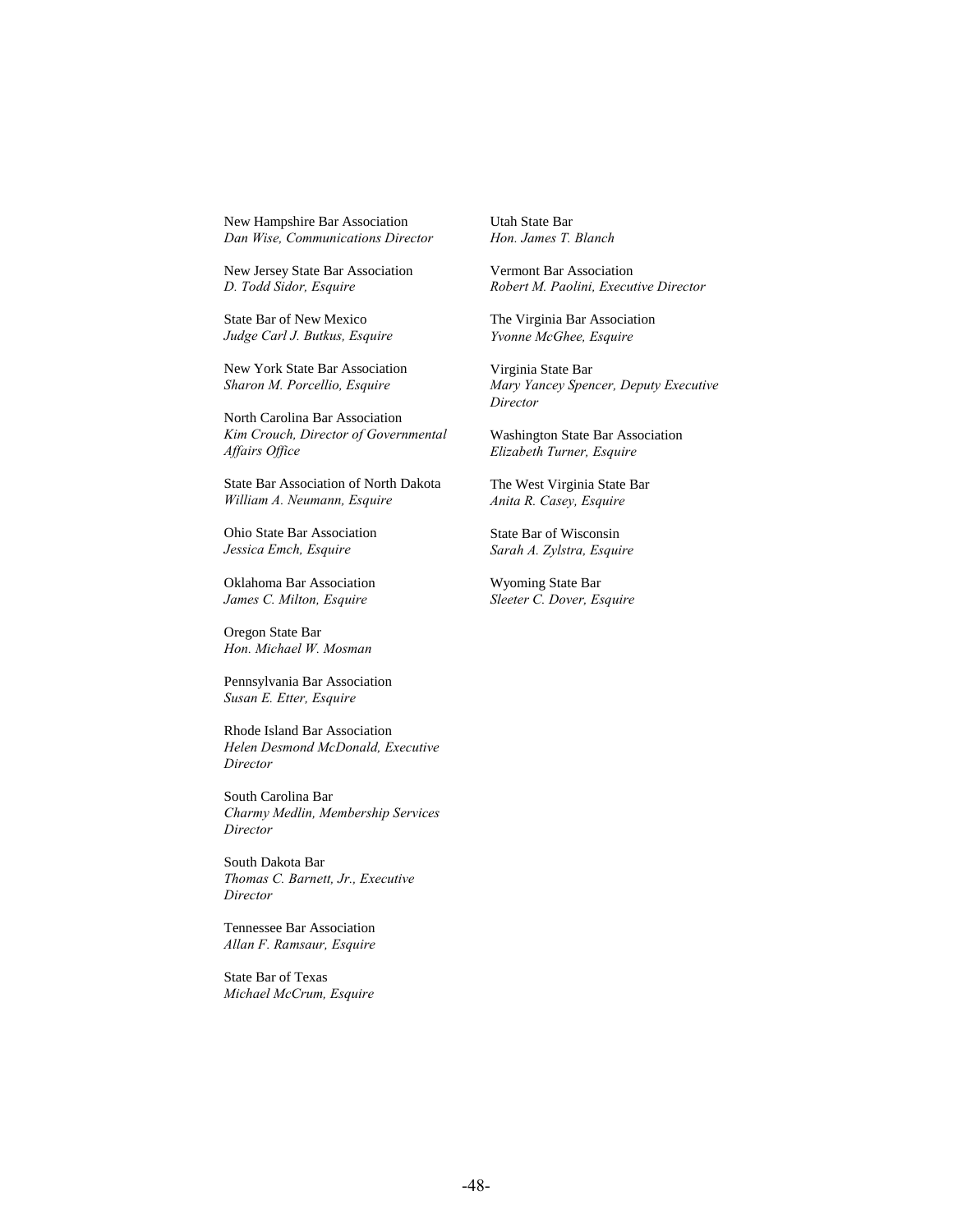New Hampshire Bar Association
*Dan Wise, Communications Director*

New Jersey State Bar Association
*D. Todd Sidor, Esquire*

State Bar of New Mexico
*Judge Carl J. Butkus, Esquire*

New York State Bar Association
*Sharon M. Porcellio, Esquire*

North Carolina Bar Association
*Kim Crouch, Director of Governmental Affairs Office*

State Bar Association of North Dakota
*William A. Neumann, Esquire*

Ohio State Bar Association
*Jessica Emch, Esquire*

Oklahoma Bar Association
*James C. Milton, Esquire*

Oregon State Bar
*Hon. Michael W. Mosman*

Pennsylvania Bar Association
*Susan E. Etter, Esquire*

Rhode Island Bar Association
*Helen Desmond McDonald, Executive Director*

South Carolina Bar
*Charmy Medlin, Membership Services Director*

South Dakota Bar
*Thomas C. Barnett, Jr., Executive Director*

Tennessee Bar Association
*Allan F. Ramsaur, Esquire*

State Bar of Texas
*Michael McCrum, Esquire*

Utah State Bar
*Hon. James T. Blanch*

Vermont Bar Association
*Robert M. Paolini, Executive Director*

The Virginia Bar Association
*Yvonne McGhee, Esquire*

Virginia State Bar
*Mary Yancey Spencer, Deputy Executive Director*

Washington State Bar Association
*Elizabeth Turner, Esquire*

The West Virginia State Bar
*Anita R. Casey, Esquire*

State Bar of Wisconsin
*Sarah A. Zylstra, Esquire*

Wyoming State Bar
*Sleeter C. Dover, Esquire*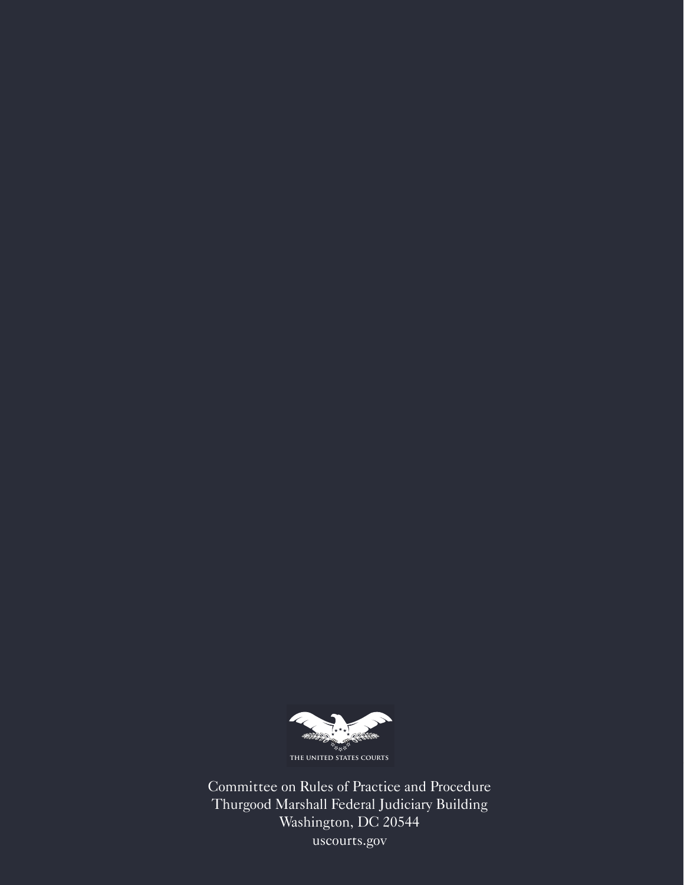THE UNITED STATES COURTS

Committee on Rules of Practice and Procedure
Thurgood Marshall Federal Judiciary Building
Washington, DC 20544
uscourts.gov